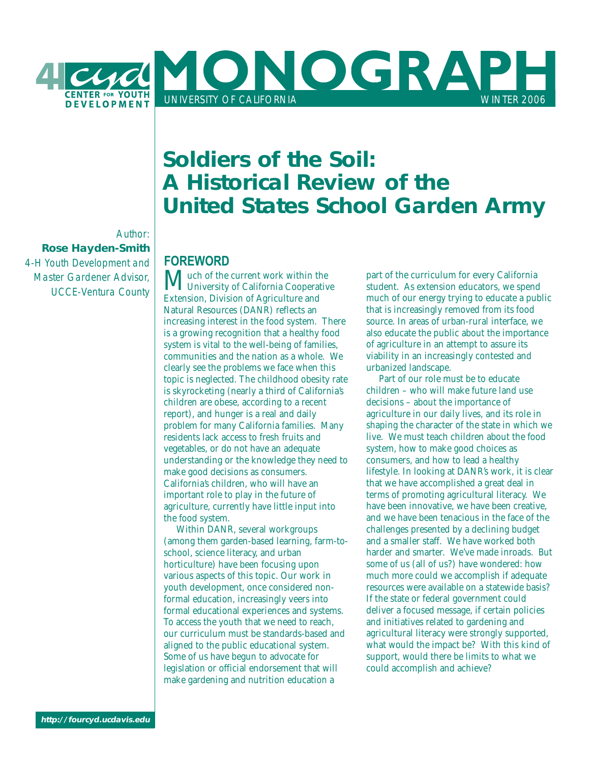# MONOGRAPH

4-H CYD CENTER FOR YOUTH DEVELOPMENT

UNIVERSITY OF CALIFORNIA — WINTER 2006

# Soldiers of the Soil: A Historical Review of the United States School Garden Army

*Author:*
**Rose Hayden-Smith**
*4-H Youth Development and Master Gardener Advisor, UCCE-Ventura County*

## FOREWORD

Much of the current work within the University of California Cooperative Extension, Division of Agriculture and Natural Resources (DANR) reflects an increasing interest in the food system. There is a growing recognition that a healthy food system is vital to the well-being of families, communities and the nation as a whole. We clearly see the problems we face when this topic is neglected. The childhood obesity rate is skyrocketing (nearly a third of California's children are obese, according to a recent report), and hunger is a real and daily problem for many California families. Many residents lack access to fresh fruits and vegetables, or do not have an adequate understanding or the knowledge they need to make good decisions as consumers. California's children, who will have an important role to play in the future of agriculture, currently have little input into the food system.

Within DANR, several workgroups (among them garden-based learning, farm-to-school, science literacy, and urban horticulture) have been focusing upon various aspects of this topic. Our work in youth development, once considered non-formal education, increasingly veers into formal educational experiences and systems. To access the youth that we need to reach, our curriculum must be standards-based and aligned to the public educational system. Some of us have begun to advocate for legislation or official endorsement that will make gardening and nutrition education a part of the curriculum for every California student. As extension educators, we spend much of our energy trying to educate a public that is increasingly removed from its food source. In areas of urban-rural interface, we also educate the public about the importance of agriculture in an attempt to assure its viability in an increasingly contested and urbanized landscape.

Part of our role must be to educate children – who will make future land use decisions – about the importance of agriculture in our daily lives, and its role in shaping the character of the state in which we live. We must teach children about the food system, how to make good choices as consumers, and how to lead a healthy lifestyle. In looking at DANR's work, it is clear that we have accomplished a great deal in terms of promoting agricultural literacy. We have been innovative, we have been creative, and we have been tenacious in the face of the challenges presented by a declining budget and a smaller staff. We have worked both harder and smarter. We've made inroads. But some of us (all of us?) have wondered: how much more could we accomplish if adequate resources were available on a statewide basis? If the state or federal government could deliver a focused message, if certain policies and initiatives related to gardening and agricultural literacy were strongly supported, what would the impact be? With this kind of support, would there be limits to what we could accomplish and achieve?

**http://fourcyd.ucdavis.edu**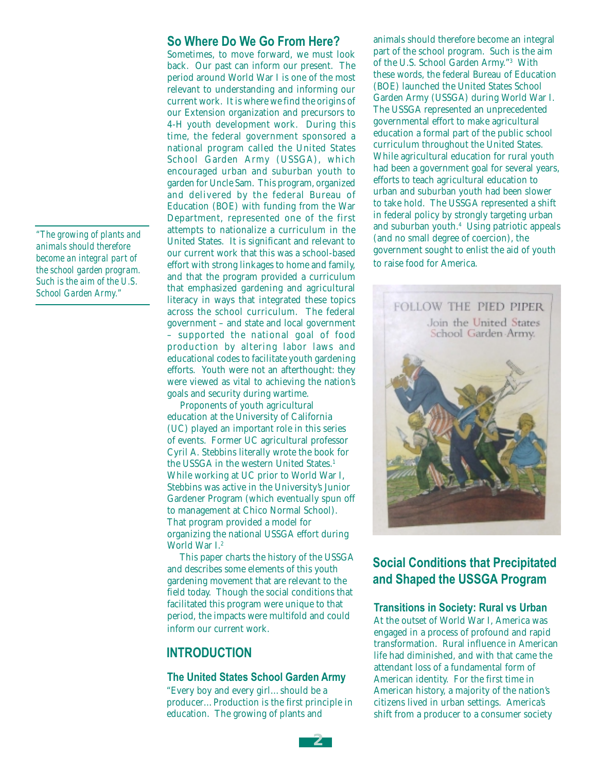## So Where Do We Go From Here?

Sometimes, to move forward, we must look back. Our past can inform our present. The period around World War I is one of the most relevant to understanding and informing our current work. It is where we find the origins of our Extension organization and precursors to 4-H youth development work. During this time, the federal government sponsored a national program called the United States School Garden Army (USSGA), which encouraged urban and suburban youth to garden for Uncle Sam. This program, organized and delivered by the federal Bureau of Education (BOE) with funding from the War Department, represented one of the first attempts to nationalize a curriculum in the United States. It is significant and relevant to our current work that this was a school-based effort with strong linkages to home and family, and that the program provided a curriculum that emphasized gardening and agricultural literacy in ways that integrated these topics across the school curriculum. The federal government – and state and local government – supported the national goal of food production by altering labor laws and educational codes to facilitate youth gardening efforts. Youth were not an afterthought: they were viewed as vital to achieving the nation's goals and security during wartime.

Proponents of youth agricultural education at the University of California (UC) played an important role in this series of events. Former UC agricultural professor Cyril A. Stebbins literally wrote the book for the USSGA in the western United States.[1] While working at UC prior to World War I, Stebbins was active in the University's Junior Gardener Program (which eventually spun off to management at Chico Normal School). That program provided a model for organizing the national USSGA effort during World War I.[2]

This paper charts the history of the USSGA and describes some elements of this youth gardening movement that are relevant to the field today. Though the social conditions that facilitated this program were unique to that period, the impacts were multifold and could inform our current work.

*"The growing of plants and animals should therefore become an integral part of the school garden program. Such is the aim of the U.S. School Garden Army."*

## INTRODUCTION

### The United States School Garden Army

"Every boy and every girl…should be a producer…Production is the first principle in education. The growing of plants and animals should therefore become an integral part of the school program. Such is the aim of the U.S. School Garden Army."[3] With these words, the federal Bureau of Education (BOE) launched the United States School Garden Army (USSGA) during World War I. The USSGA represented an unprecedented governmental effort to make agricultural education a formal part of the public school curriculum throughout the United States. While agricultural education for rural youth had been a government goal for several years, efforts to teach agricultural education to urban and suburban youth had been slower to take hold. The USSGA represented a shift in federal policy by strongly targeting urban and suburban youth.[4] Using patriotic appeals (and no small degree of coercion), the government sought to enlist the aid of youth to raise food for America.

FOLLOW THE PIED PIPER
Join the United States School Garden Army.

## Social Conditions that Precipitated and Shaped the USSGA Program

### Transitions in Society: Rural vs Urban

At the outset of World War I, America was engaged in a process of profound and rapid transformation. Rural influence in American life had diminished, and with that came the attendant loss of a fundamental form of American identity. For the first time in American history, a majority of the nation's citizens lived in urban settings. America's shift from a producer to a consumer society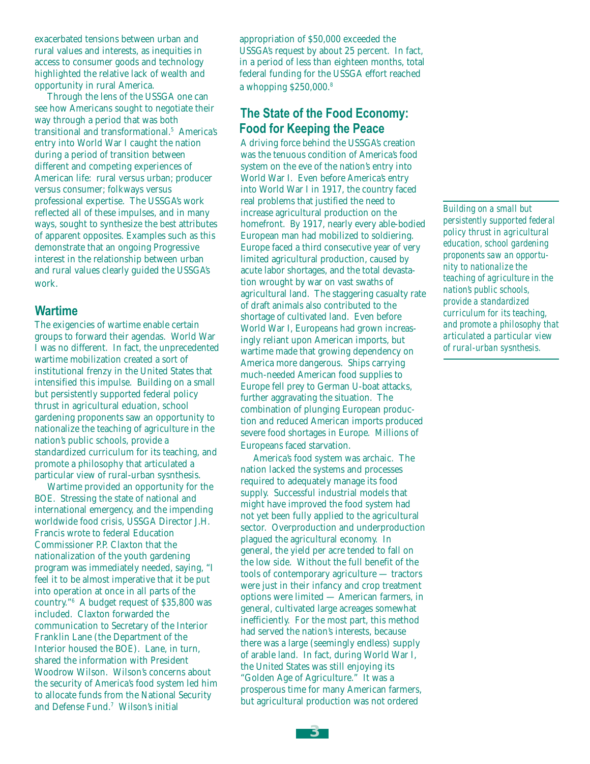exacerbated tensions between urban and rural values and interests, as inequities in access to consumer goods and technology highlighted the relative lack of wealth and opportunity in rural America.

Through the lens of the USSGA one can see how Americans sought to negotiate their way through a period that was both transitional and transformational.[5] America's entry into World War I caught the nation during a period of transition between different and competing experiences of American life: rural versus urban; producer versus consumer; folkways versus professional expertise. The USSGA's work reflected all of these impulses, and in many ways, sought to synthesize the best attributes of apparent opposites. Examples such as this demonstrate that an ongoing Progressive interest in the relationship between urban and rural values clearly guided the USSGA's work.

## Wartime

The exigencies of wartime enable certain groups to forward their agendas. World War I was no different. In fact, the unprecedented wartime mobilization created a sort of institutional frenzy in the United States that intensified this impulse. Building on a small but persistently supported federal policy thrust in agricultural eduation, school gardening proponents saw an opportunity to nationalize the teaching of agriculture in the nation's public schools, provide a standardized curriculum for its teaching, and promote a philosophy that articulated a particular view of rural-urban sysnthesis.

Wartime provided an opportunity for the BOE. Stressing the state of national and international emergency, and the impending worldwide food crisis, USSGA Director J.H. Francis wrote to federal Education Commissioner P.P. Claxton that the nationalization of the youth gardening program was immediately needed, saying, "I feel it to be almost imperative that it be put into operation at once in all parts of the country."[6] A budget request of $35,800 was included. Claxton forwarded the communication to Secretary of the Interior Franklin Lane (the Department of the Interior housed the BOE). Lane, in turn, shared the information with President Woodrow Wilson. Wilson's concerns about the security of America's food system led him to allocate funds from the National Security and Defense Fund.[7] Wilson's initial appropriation of $50,000 exceeded the USSGA's request by about 25 percent. In fact, in a period of less than eighteen months, total federal funding for the USSGA effort reached a whopping $250,000.[8]

*Building on a small but persistently supported federal policy thrust in agricultural education, school gardening proponents saw an opportunity to nationalize the teaching of agriculture in the nation's public schools, provide a standardized curriculum for its teaching, and promote a philosophy that articulated a particular view of rural-urban sysnthesis.*

## The State of the Food Economy: Food for Keeping the Peace

A driving force behind the USSGA's creation was the tenuous condition of America's food system on the eve of the nation's entry into World War I. Even before America's entry into World War I in 1917, the country faced real problems that justified the need to increase agricultural production on the homefront. By 1917, nearly every able-bodied European man had mobilized to soldiering. Europe faced a third consecutive year of very limited agricultural production, caused by acute labor shortages, and the total devastation wrought by war on vast swaths of agricultural land. The staggering casualty rate of draft animals also contributed to the shortage of cultivated land. Even before World War I, Europeans had grown increasingly reliant upon American imports, but wartime made that growing dependency on America more dangerous. Ships carrying much-needed American food supplies to Europe fell prey to German U-boat attacks, further aggravating the situation. The combination of plunging European production and reduced American imports produced severe food shortages in Europe. Millions of Europeans faced starvation.

America's food system was archaic. The nation lacked the systems and processes required to adequately manage its food supply. Successful industrial models that might have improved the food system had not yet been fully applied to the agricultural sector. Overproduction and underproduction plagued the agricultural economy. In general, the yield per acre tended to fall on the low side. Without the full benefit of the tools of contemporary agriculture — tractors were just in their infancy and crop treatment options were limited — American farmers, in general, cultivated large acreages somewhat inefficiently. For the most part, this method had served the nation's interests, because there was a large (seemingly endless) supply of arable land. In fact, during World War I, the United States was still enjoying its "Golden Age of Agriculture." It was a prosperous time for many American farmers, but agricultural production was not ordered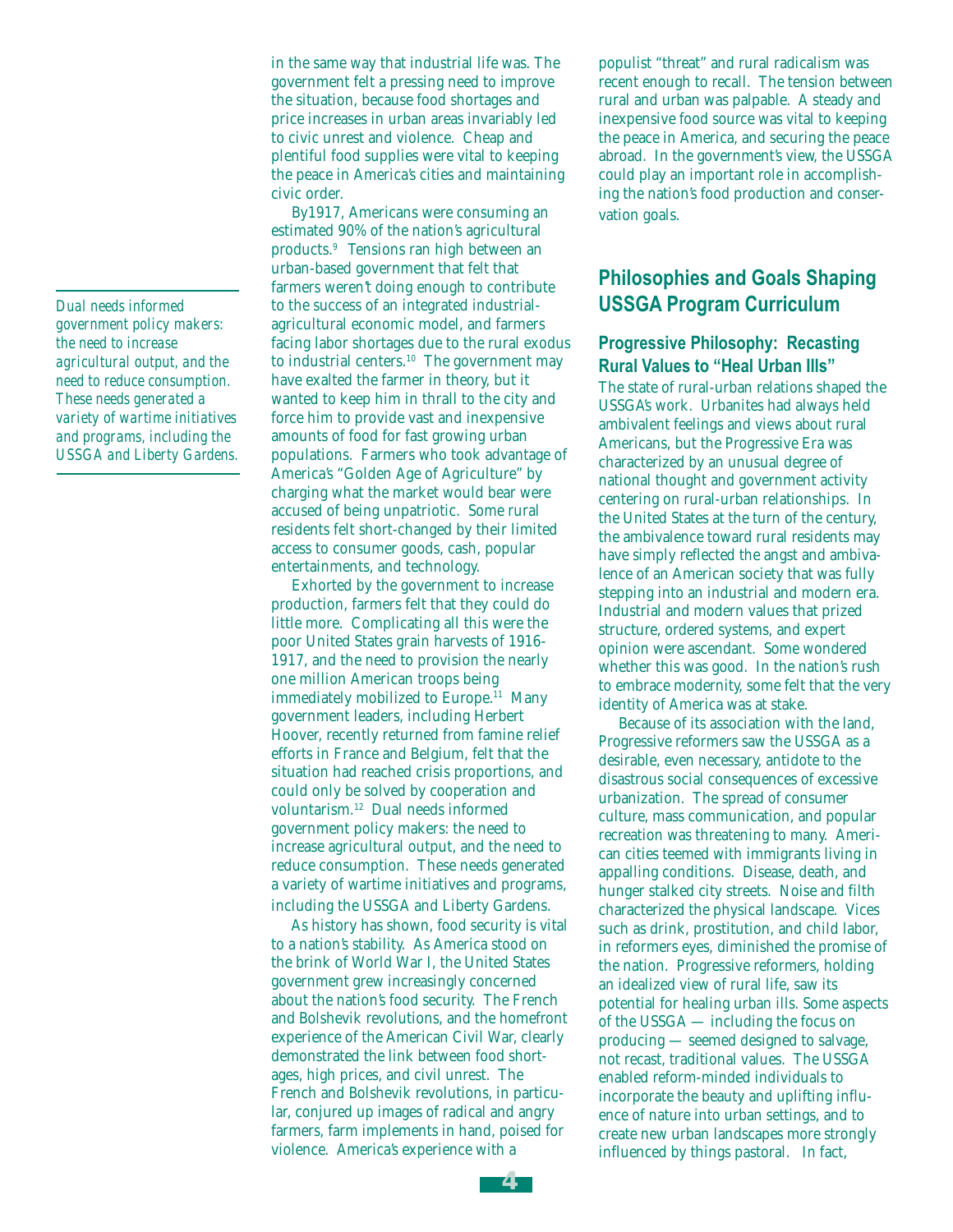in the same way that industrial life was. The government felt a pressing need to improve the situation, because food shortages and price increases in urban areas invariably led to civic unrest and violence. Cheap and plentiful food supplies were vital to keeping the peace in America's cities and maintaining civic order.

By1917, Americans were consuming an estimated 90% of the nation's agricultural products.[9] Tensions ran high between an urban-based government that felt that farmers weren't doing enough to contribute to the success of an integrated industrial-agricultural economic model, and farmers facing labor shortages due to the rural exodus to industrial centers.[10] The government may have exalted the farmer in theory, but it wanted to keep him in thrall to the city and force him to provide vast and inexpensive amounts of food for fast growing urban populations. Farmers who took advantage of America's "Golden Age of Agriculture" by charging what the market would bear were accused of being unpatriotic. Some rural residents felt short-changed by their limited access to consumer goods, cash, popular entertainments, and technology.

Exhorted by the government to increase production, farmers felt that they could do little more. Complicating all this were the poor United States grain harvests of 1916-1917, and the need to provision the nearly one million American troops being immediately mobilized to Europe.[11] Many government leaders, including Herbert Hoover, recently returned from famine relief efforts in France and Belgium, felt that the situation had reached crisis proportions, and could only be solved by cooperation and voluntarism.[12] Dual needs informed government policy makers: the need to increase agricultural output, and the need to reduce consumption. These needs generated a variety of wartime initiatives and programs, including the USSGA and Liberty Gardens.

*Dual needs informed government policy makers: the need to increase agricultural output, and the need to reduce consumption. These needs generated a variety of wartime initiatives and programs, including the USSGA and Liberty Gardens.*

As history has shown, food security is vital to a nation's stability. As America stood on the brink of World War I, the United States government grew increasingly concerned about the nation's food security. The French and Bolshevik revolutions, and the homefront experience of the American Civil War, clearly demonstrated the link between food shortages, high prices, and civil unrest. The French and Bolshevik revolutions, in particular, conjured up images of radical and angry farmers, farm implements in hand, poised for violence. America's experience with a populist "threat" and rural radicalism was recent enough to recall. The tension between rural and urban was palpable. A steady and inexpensive food source was vital to keeping the peace in America, and securing the peace abroad. In the government's view, the USSGA could play an important role in accomplishing the nation's food production and conservation goals.

## Philosophies and Goals Shaping USSGA Program Curriculum

### Progressive Philosophy: Recasting Rural Values to "Heal Urban Ills"

The state of rural-urban relations shaped the USSGA's work. Urbanites had always held ambivalent feelings and views about rural Americans, but the Progressive Era was characterized by an unusual degree of national thought and government activity centering on rural-urban relationships. In the United States at the turn of the century, the ambivalence toward rural residents may have simply reflected the angst and ambivalence of an American society that was fully stepping into an industrial and modern era. Industrial and modern values that prized structure, ordered systems, and expert opinion were ascendant. Some wondered whether this was good. In the nation's rush to embrace modernity, some felt that the very identity of America was at stake.

Because of its association with the land, Progressive reformers saw the USSGA as a desirable, even necessary, antidote to the disastrous social consequences of excessive urbanization. The spread of consumer culture, mass communication, and popular recreation was threatening to many. American cities teemed with immigrants living in appalling conditions. Disease, death, and hunger stalked city streets. Noise and filth characterized the physical landscape. Vices such as drink, prostitution, and child labor, in reformers eyes, diminished the promise of the nation. Progressive reformers, holding an idealized view of rural life, saw its potential for healing urban ills. Some aspects of the USSGA — including the focus on producing — seemed designed to salvage, not recast, traditional values. The USSGA enabled reform-minded individuals to incorporate the beauty and uplifting influence of nature into urban settings, and to create new urban landscapes more strongly influenced by things pastoral. In fact,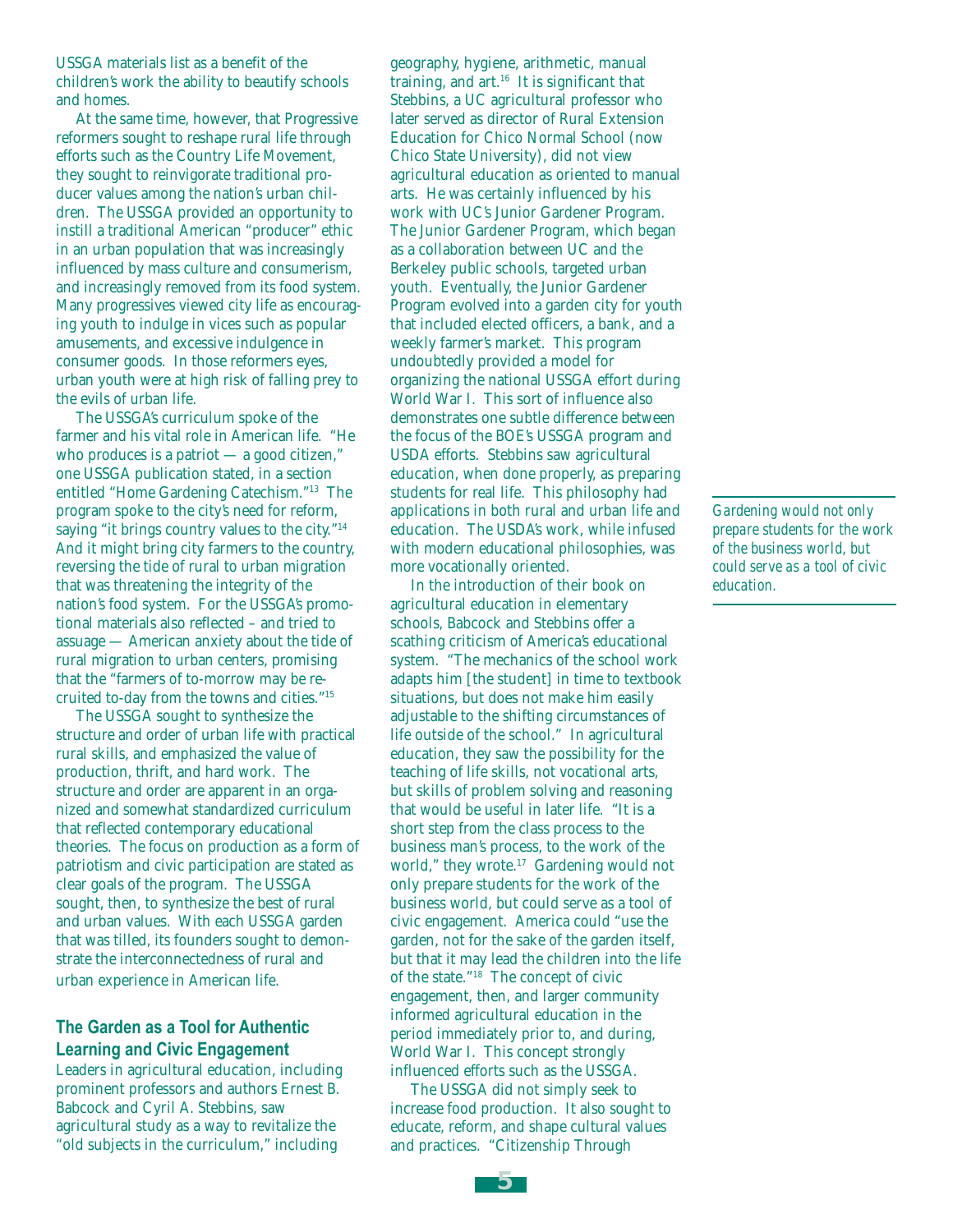USSGA materials list as a benefit of the children's work the ability to beautify schools and homes.

At the same time, however, that Progressive reformers sought to reshape rural life through efforts such as the Country Life Movement, they sought to reinvigorate traditional producer values among the nation's urban children. The USSGA provided an opportunity to instill a traditional American "producer" ethic in an urban population that was increasingly influenced by mass culture and consumerism, and increasingly removed from its food system. Many progressives viewed city life as encouraging youth to indulge in vices such as popular amusements, and excessive indulgence in consumer goods. In those reformers eyes, urban youth were at high risk of falling prey to the evils of urban life.

The USSGA's curriculum spoke of the farmer and his vital role in American life. "He who produces is a patriot — a good citizen," one USSGA publication stated, in a section entitled "Home Gardening Catechism."[13] The program spoke to the city's need for reform, saying "it brings country values to the city."[14] And it might bring city farmers to the country, reversing the tide of rural to urban migration that was threatening the integrity of the nation's food system. For the USSGA's promotional materials also reflected – and tried to assuage — American anxiety about the tide of rural migration to urban centers, promising that the "farmers of to-morrow may be recruited to-day from the towns and cities."[15]

The USSGA sought to synthesize the structure and order of urban life with practical rural skills, and emphasized the value of production, thrift, and hard work. The structure and order are apparent in an organized and somewhat standardized curriculum that reflected contemporary educational theories. The focus on production as a form of patriotism and civic participation are stated as clear goals of the program. The USSGA sought, then, to synthesize the best of rural and urban values. With each USSGA garden that was tilled, its founders sought to demonstrate the interconnectedness of rural and urban experience in American life.

## The Garden as a Tool for Authentic Learning and Civic Engagement

Leaders in agricultural education, including prominent professors and authors Ernest B. Babcock and Cyril A. Stebbins, saw agricultural study as a way to revitalize the "old subjects in the curriculum," including geography, hygiene, arithmetic, manual training, and art.[16] It is significant that Stebbins, a UC agricultural professor who later served as director of Rural Extension Education for Chico Normal School (now Chico State University), did not view agricultural education as oriented to manual arts. He was certainly influenced by his work with UC's Junior Gardener Program. The Junior Gardener Program, which began as a collaboration between UC and the Berkeley public schools, targeted urban youth. Eventually, the Junior Gardener Program evolved into a garden city for youth that included elected officers, a bank, and a weekly farmer's market. This program undoubtedly provided a model for organizing the national USSGA effort during World War I. This sort of influence also demonstrates one subtle difference between the focus of the BOE's USSGA program and USDA efforts. Stebbins saw agricultural education, when done properly, as preparing students for real life. This philosophy had applications in both rural and urban life and education. The USDA's work, while infused with modern educational philosophies, was more vocationally oriented.

In the introduction of their book on agricultural education in elementary schools, Babcock and Stebbins offer a scathing criticism of America's educational system. "The mechanics of the school work adapts him [the student] in time to textbook situations, but does not make him easily adjustable to the shifting circumstances of life outside of the school." In agricultural education, they saw the possibility for the teaching of life skills, not vocational arts, but skills of problem solving and reasoning that would be useful in later life. "It is a short step from the class process to the business man's process, to the work of the world," they wrote.[17] Gardening would not only prepare students for the work of the business world, but could serve as a tool of civic engagement. America could "use the garden, not for the sake of the garden itself, but that it may lead the children into the life of the state."[18] The concept of civic engagement, then, and larger community informed agricultural education in the period immediately prior to, and during, World War I. This concept strongly influenced efforts such as the USSGA.

*Gardening would not only prepare students for the work of the business world, but could serve as a tool of civic education.*

The USSGA did not simply seek to increase food production. It also sought to educate, reform, and shape cultural values and practices. "Citizenship Through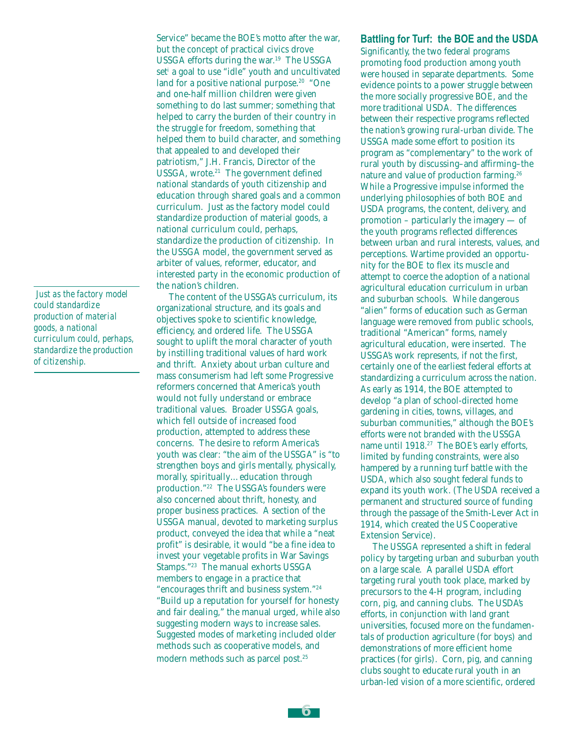Service" became the BOE's motto after the war, but the concept of practical civics drove USSGA efforts during the war.[19] The USSGA set[i] a goal to use "idle" youth and uncultivated land for a positive national purpose.[20] "One and one-half million children were given something to do last summer; something that helped to carry the burden of their country in the struggle for freedom, something that helped them to build character, and something that appealed to and developed their patriotism," J.H. Francis, Director of the USSGA, wrote.[21] The government defined national standards of youth citizenship and education through shared goals and a common curriculum. Just as the factory model could standardize production of material goods, a national curriculum could, perhaps, standardize the production of citizenship. In the USSGA model, the government served as arbiter of values, reformer, educator, and interested party in the economic production of the nation's children.

*Just as the factory model could standardize production of material goods, a national curriculum could, perhaps, standardize the production of citizenship.*

The content of the USSGA's curriculum, its organizational structure, and its goals and objectives spoke to scientific knowledge, efficiency, and ordered life. The USSGA sought to uplift the moral character of youth by instilling traditional values of hard work and thrift. Anxiety about urban culture and mass consumerism had left some Progressive reformers concerned that America's youth would not fully understand or embrace traditional values. Broader USSGA goals, which fell outside of increased food production, attempted to address these concerns. The desire to reform America's youth was clear: "the aim of the USSGA" is "to strengthen boys and girls mentally, physically, morally, spiritually... education through production."[22] The USSGA's founders were also concerned about thrift, honesty, and proper business practices. A section of the USSGA manual, devoted to marketing surplus product, conveyed the idea that while a "neat profit" is desirable, it would "be a fine idea to invest your vegetable profits in War Savings Stamps."[23] The manual exhorts USSGA members to engage in a practice that "encourages thrift and business system."[24] "Build up a reputation for yourself for honesty and fair dealing," the manual urged, while also suggesting modern ways to increase sales. Suggested modes of marketing included older methods such as cooperative models, and modern methods such as parcel post.[25]

## Battling for Turf: the BOE and the USDA

Significantly, the two federal programs promoting food production among youth were housed in separate departments. Some evidence points to a power struggle between the more socially progressive BOE, and the more traditional USDA. The differences between their respective programs reflected the nation's growing rural-urban divide. The USSGA made some effort to position its program as "complementary" to the work of rural youth by discussing–and affirming–the nature and value of production farming.[26] While a Progressive impulse informed the underlying philosophies of both BOE and USDA programs, the content, delivery, and promotion – particularly the imagery — of the youth programs reflected differences between urban and rural interests, values, and perceptions. Wartime provided an opportunity for the BOE to flex its muscle and attempt to coerce the adoption of a national agricultural education curriculum in urban and suburban schools. While dangerous "alien" forms of education such as German language were removed from public schools, traditional "American" forms, namely agricultural education, were inserted. The USSGA's work represents, if not the first, certainly one of the earliest federal efforts at standardizing a curriculum across the nation. As early as 1914, the BOE attempted to develop "a plan of school-directed home gardening in cities, towns, villages, and suburban communities," although the BOE's efforts were not branded with the USSGA name until 1918.[27] The BOE's early efforts, limited by funding constraints, were also hampered by a running turf battle with the USDA, which also sought federal funds to expand its youth work. (The USDA received a permanent and structured source of funding through the passage of the Smith-Lever Act in 1914, which created the US Cooperative Extension Service).

The USSGA represented a shift in federal policy by targeting urban and suburban youth on a large scale. A parallel USDA effort targeting rural youth took place, marked by precursors to the 4-H program, including corn, pig, and canning clubs. The USDA's efforts, in conjunction with land grant universities, focused more on the fundamentals of production agriculture (for boys) and demonstrations of more efficient home practices (for girls). Corn, pig, and canning clubs sought to educate rural youth in an urban-led vision of a more scientific, ordered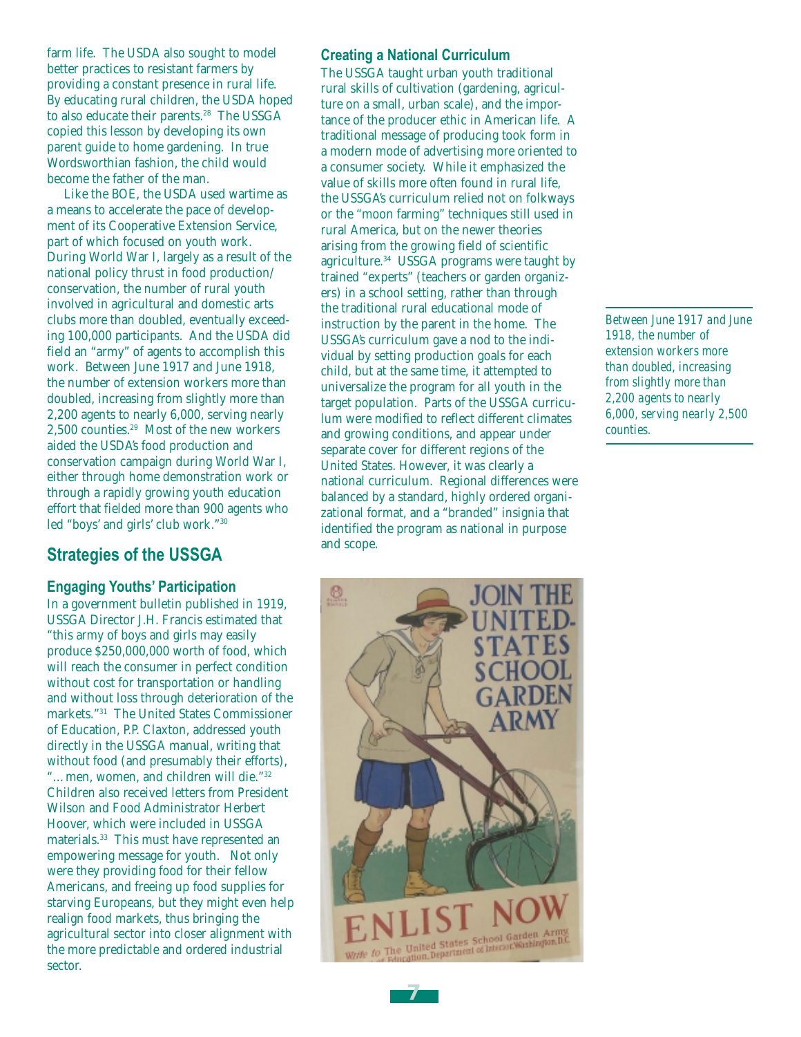farm life. The USDA also sought to model better practices to resistant farmers by providing a constant presence in rural life. By educating rural children, the USDA hoped to also educate their parents.[28] The USSGA copied this lesson by developing its own parent guide to home gardening. In true Wordsworthian fashion, the child would become the father of the man.

Like the BOE, the USDA used wartime as a means to accelerate the pace of development of its Cooperative Extension Service, part of which focused on youth work. During World War I, largely as a result of the national policy thrust in food production/conservation, the number of rural youth involved in agricultural and domestic arts clubs more than doubled, eventually exceeding 100,000 participants. And the USDA did field an "army" of agents to accomplish this work. Between June 1917 and June 1918, the number of extension workers more than doubled, increasing from slightly more than 2,200 agents to nearly 6,000, serving nearly 2,500 counties.[29] Most of the new workers aided the USDA's food production and conservation campaign during World War I, either through home demonstration work or through a rapidly growing youth education effort that fielded more than 900 agents who led "boys' and girls' club work."[30]

## Strategies of the USSGA

### Engaging Youths' Participation

In a government bulletin published in 1919, USSGA Director J.H. Francis estimated that "this army of boys and girls may easily produce $250,000,000 worth of food, which will reach the consumer in perfect condition without cost for transportation or handling and without loss through deterioration of the markets."[31] The United States Commissioner of Education, P.P. Claxton, addressed youth directly in the USSGA manual, writing that without food (and presumably their efforts), "…men, women, and children will die."[32] Children also received letters from President Wilson and Food Administrator Herbert Hoover, which were included in USSGA materials.[33] This must have represented an empowering message for youth. Not only were they providing food for their fellow Americans, and freeing up food supplies for starving Europeans, but they might even help realign food markets, thus bringing the agricultural sector into closer alignment with the more predictable and ordered industrial sector.

### Creating a National Curriculum

The USSGA taught urban youth traditional rural skills of cultivation (gardening, agriculture on a small, urban scale), and the importance of the producer ethic in American life. A traditional message of producing took form in a modern mode of advertising more oriented to a consumer society. While it emphasized the value of skills more often found in rural life, the USSGA's curriculum relied not on folkways or the "moon farming" techniques still used in rural America, but on the newer theories arising from the growing field of scientific agriculture.[34] USSGA programs were taught by trained "experts" (teachers or garden organizers) in a school setting, rather than through the traditional rural educational mode of instruction by the parent in the home. The USSGA's curriculum gave a nod to the individual by setting production goals for each child, but at the same time, it attempted to universalize the program for all youth in the target population. Parts of the USSGA curriculum were modified to reflect different climates and growing conditions, and appear under separate cover for different regions of the United States. However, it was clearly a national curriculum. Regional differences were balanced by a standard, highly ordered organizational format, and a "branded" insignia that identified the program as national in purpose and scope.

*Between June 1917 and June 1918, the number of extension workers more than doubled, increasing from slightly more than 2,200 agents to nearly 6,000, serving nearly 2,500 counties.*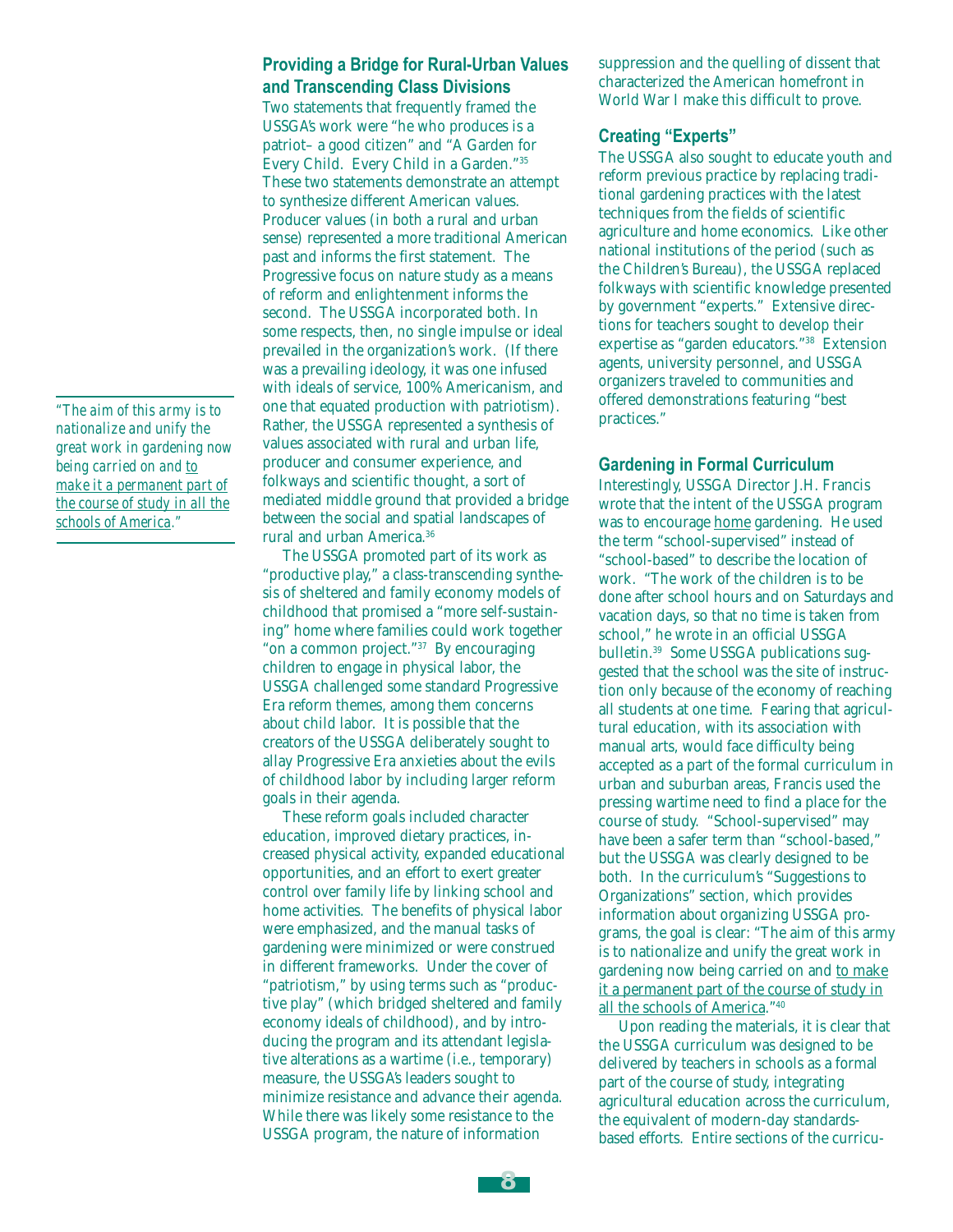> *"The aim of this army is to nationalize and unify the great work in gardening now being carried on and <u>to make it a permanent part of the course of study in all the schools of America</u>."*

### Providing a Bridge for Rural-Urban Values and Transcending Class Divisions

Two statements that frequently framed the USSGA's work were "he who produces is a patriot– a good citizen" and "A Garden for Every Child. Every Child in a Garden."[35] These two statements demonstrate an attempt to synthesize different American values. Producer values (in both a rural and urban sense) represented a more traditional American past and informs the first statement. The Progressive focus on nature study as a means of reform and enlightenment informs the second. The USSGA incorporated both. In some respects, then, no single impulse or ideal prevailed in the organization's work. (If there was a prevailing ideology, it was one infused with ideals of service, 100% Americanism, and one that equated production with patriotism). Rather, the USSGA represented a synthesis of values associated with rural and urban life, producer and consumer experience, and folkways and scientific thought, a sort of mediated middle ground that provided a bridge between the social and spatial landscapes of rural and urban America.[36]

The USSGA promoted part of its work as "productive play," a class-transcending synthesis of sheltered and family economy models of childhood that promised a "more self-sustaining" home where families could work together "on a common project."[37] By encouraging children to engage in physical labor, the USSGA challenged some standard Progressive Era reform themes, among them concerns about child labor. It is possible that the creators of the USSGA deliberately sought to allay Progressive Era anxieties about the evils of childhood labor by including larger reform goals in their agenda.

These reform goals included character education, improved dietary practices, increased physical activity, expanded educational opportunities, and an effort to exert greater control over family life by linking school and home activities. The benefits of physical labor were emphasized, and the manual tasks of gardening were minimized or were construed in different frameworks. Under the cover of "patriotism," by using terms such as "productive play" (which bridged sheltered and family economy ideals of childhood), and by introducing the program and its attendant legislative alterations as a wartime (i.e., temporary) measure, the USSGA's leaders sought to minimize resistance and advance their agenda. While there was likely some resistance to the USSGA program, the nature of information suppression and the quelling of dissent that characterized the American homefront in World War I make this difficult to prove.

### Creating "Experts"

The USSGA also sought to educate youth and reform previous practice by replacing traditional gardening practices with the latest techniques from the fields of scientific agriculture and home economics. Like other national institutions of the period (such as the Children's Bureau), the USSGA replaced folkways with scientific knowledge presented by government "experts." Extensive directions for teachers sought to develop their expertise as "garden educators."[38] Extension agents, university personnel, and USSGA organizers traveled to communities and offered demonstrations featuring "best practices."

### Gardening in Formal Curriculum

Interestingly, USSGA Director J.H. Francis wrote that the intent of the USSGA program was to encourage <u>home</u> gardening. He used the term "school-supervised" instead of "school-based" to describe the location of work. "The work of the children is to be done after school hours and on Saturdays and vacation days, so that no time is taken from school," he wrote in an official USSGA bulletin.[39] Some USSGA publications suggested that the school was the site of instruction only because of the economy of reaching all students at one time. Fearing that agricultural education, with its association with manual arts, would face difficulty being accepted as a part of the formal curriculum in urban and suburban areas, Francis used the pressing wartime need to find a place for the course of study. "School-supervised" may have been a safer term than "school-based," but the USSGA was clearly designed to be both. In the curriculum's "Suggestions to Organizations" section, which provides information about organizing USSGA programs, the goal is clear: "The aim of this army is to nationalize and unify the great work in gardening now being carried on and <u>to make it a permanent part of the course of study in all the schools of America</u>."[40]

Upon reading the materials, it is clear that the USSGA curriculum was designed to be delivered by teachers in schools as a formal part of the course of study, integrating agricultural education across the curriculum, the equivalent of modern-day standards-based efforts. Entire sections of the curricu-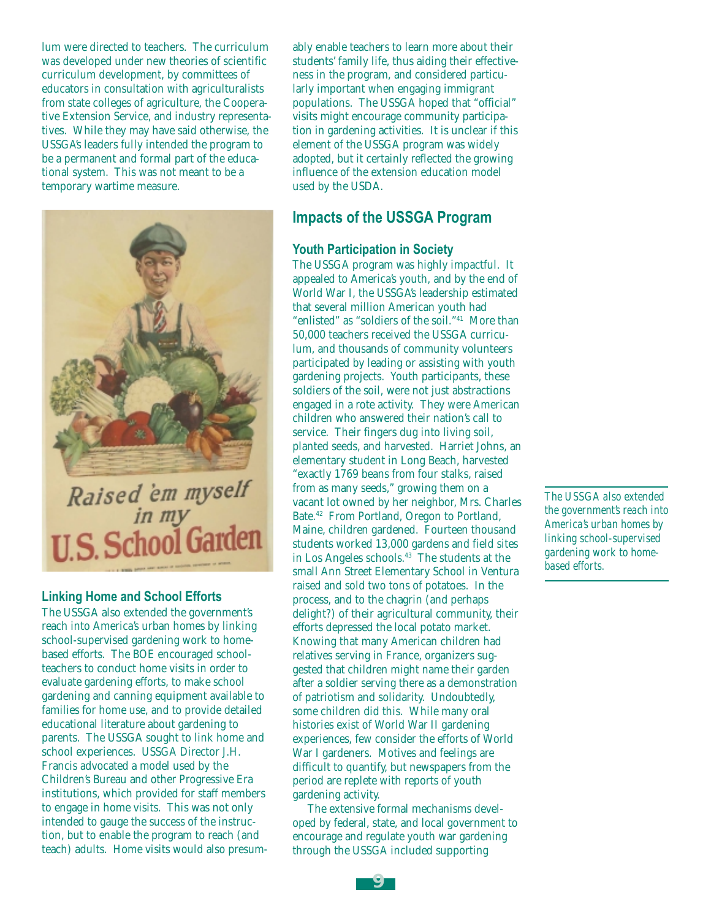lum were directed to teachers. The curriculum was developed under new theories of scientific curriculum development, by committees of educators in consultation with agriculturalists from state colleges of agriculture, the Cooperative Extension Service, and industry representatives. While they may have said otherwise, the USSGA's leaders fully intended the program to be a permanent and formal part of the educational system. This was not meant to be a temporary wartime measure.

Raised 'em myself in my U.S. School Garden

### Linking Home and School Efforts

The USSGA also extended the government's reach into America's urban homes by linking school-supervised gardening work to home-based efforts. The BOE encouraged schoolteachers to conduct home visits in order to evaluate gardening efforts, to make school gardening and canning equipment available to families for home use, and to provide detailed educational literature about gardening to parents. The USSGA sought to link home and school experiences. USSGA Director J.H. Francis advocated a model used by the Children's Bureau and other Progressive Era institutions, which provided for staff members to engage in home visits. This was not only intended to gauge the success of the instruction, but to enable the program to reach (and teach) adults. Home visits would also presumably enable teachers to learn more about their students' family life, thus aiding their effectiveness in the program, and considered particularly important when engaging immigrant populations. The USSGA hoped that "official" visits might encourage community participation in gardening activities. It is unclear if this element of the USSGA program was widely adopted, but it certainly reflected the growing influence of the extension education model used by the USDA.

*The USSGA also extended the government's reach into America's urban homes by linking school-supervised gardening work to home-based efforts.*

## Impacts of the USSGA Program

### Youth Participation in Society

The USSGA program was highly impactful. It appealed to America's youth, and by the end of World War I, the USSGA's leadership estimated that several million American youth had "enlisted" as "soldiers of the soil."[41] More than 50,000 teachers received the USSGA curriculum, and thousands of community volunteers participated by leading or assisting with youth gardening projects. Youth participants, these soldiers of the soil, were not just abstractions engaged in a rote activity. They were American children who answered their nation's call to service. Their fingers dug into living soil, planted seeds, and harvested. Harriet Johns, an elementary student in Long Beach, harvested "exactly 1769 beans from four stalks, raised from as many seeds," growing them on a vacant lot owned by her neighbor, Mrs. Charles Bate.[42] From Portland, Oregon to Portland, Maine, children gardened. Fourteen thousand students worked 13,000 gardens and field sites in Los Angeles schools.[43] The students at the small Ann Street Elementary School in Ventura raised and sold two tons of potatoes. In the process, and to the chagrin (and perhaps delight?) of their agricultural community, their efforts depressed the local potato market. Knowing that many American children had relatives serving in France, organizers suggested that children might name their garden after a soldier serving there as a demonstration of patriotism and solidarity. Undoubtedly, some children did this. While many oral histories exist of World War II gardening experiences, few consider the efforts of World War I gardeners. Motives and feelings are difficult to quantify, but newspapers from the period are replete with reports of youth gardening activity.

The extensive formal mechanisms developed by federal, state, and local government to encourage and regulate youth war gardening through the USSGA included supporting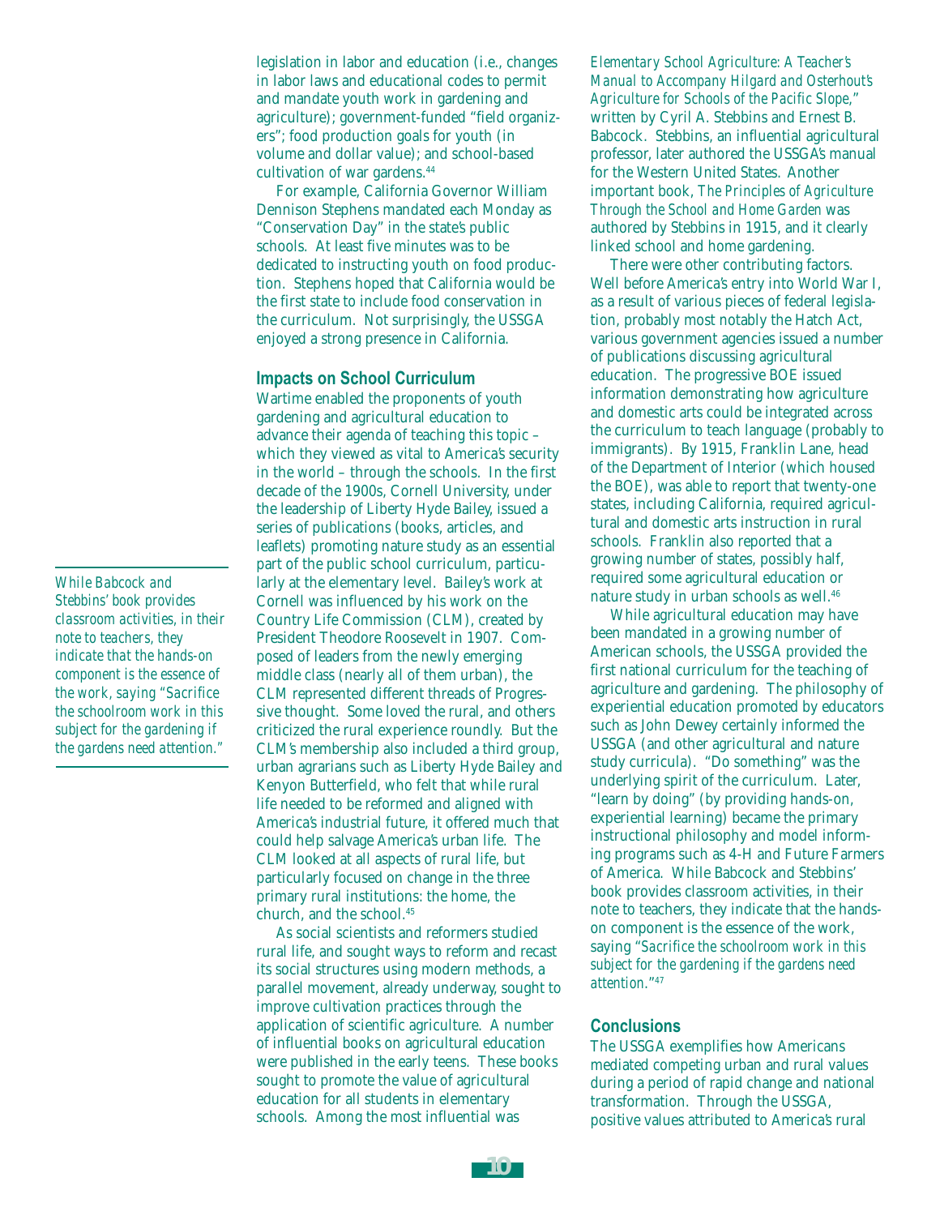legislation in labor and education (i.e., changes in labor laws and educational codes to permit and mandate youth work in gardening and agriculture); government-funded "field organizers"; food production goals for youth (in volume and dollar value); and school-based cultivation of war gardens.[44]

For example, California Governor William Dennison Stephens mandated each Monday as "Conservation Day" in the state's public schools. At least five minutes was to be dedicated to instructing youth on food production. Stephens hoped that California would be the first state to include food conservation in the curriculum. Not surprisingly, the USSGA enjoyed a strong presence in California.

## Impacts on School Curriculum

Wartime enabled the proponents of youth gardening and agricultural education to advance their agenda of teaching this topic – which they viewed as vital to America's security in the world – through the schools. In the first decade of the 1900s, Cornell University, under the leadership of Liberty Hyde Bailey, issued a series of publications (books, articles, and leaflets) promoting nature study as an essential part of the public school curriculum, particularly at the elementary level. Bailey's work at Cornell was influenced by his work on the Country Life Commission (CLM), created by President Theodore Roosevelt in 1907. Composed of leaders from the newly emerging middle class (nearly all of them urban), the CLM represented different threads of Progressive thought. Some loved the rural, and others criticized the rural experience roundly. But the CLM's membership also included a third group, urban agrarians such as Liberty Hyde Bailey and Kenyon Butterfield, who felt that while rural life needed to be reformed and aligned with America's industrial future, it offered much that could help salvage America's urban life. The CLM looked at all aspects of rural life, but particularly focused on change in the three primary rural institutions: the home, the church, and the school.[45]

As social scientists and reformers studied rural life, and sought ways to reform and recast its social structures using modern methods, a parallel movement, already underway, sought to improve cultivation practices through the application of scientific agriculture. A number of influential books on agricultural education were published in the early teens. These books sought to promote the value of agricultural education for all students in elementary schools. Among the most influential was *Elementary School Agriculture: A Teacher's Manual to Accompany Hilgard and Osterhout's Agriculture for Schools of the Pacific Slope*," written by Cyril A. Stebbins and Ernest B. Babcock. Stebbins, an influential agricultural professor, later authored the USSGA's manual for the Western United States. Another important book, *The Principles of Agriculture Through the School and Home Garden* was authored by Stebbins in 1915, and it clearly linked school and home gardening.

There were other contributing factors. Well before America's entry into World War I, as a result of various pieces of federal legislation, probably most notably the Hatch Act, various government agencies issued a number of publications discussing agricultural education. The progressive BOE issued information demonstrating how agriculture and domestic arts could be integrated across the curriculum to teach language (probably to immigrants). By 1915, Franklin Lane, head of the Department of Interior (which housed the BOE), was able to report that twenty-one states, including California, required agricultural and domestic arts instruction in rural schools. Franklin also reported that a growing number of states, possibly half, required some agricultural education or nature study in urban schools as well.[46]

While agricultural education may have been mandated in a growing number of American schools, the USSGA provided the first national curriculum for the teaching of agriculture and gardening. The philosophy of experiential education promoted by educators such as John Dewey certainly informed the USSGA (and other agricultural and nature study curricula). "Do something" was the underlying spirit of the curriculum. Later, "learn by doing" (by providing hands-on, experiential learning) became the primary instructional philosophy and model informing programs such as 4-H and Future Farmers of America. While Babcock and Stebbins' book provides classroom activities, in their note to teachers, they indicate that the hands-on component is the essence of the work, saying "*Sacrifice the schoolroom work in this subject for the gardening if the gardens need attention.*"[47]

*While Babcock and Stebbins' book provides classroom activities, in their note to teachers, they indicate that the hands-on component is the essence of the work, saying "Sacrifice the schoolroom work in this subject for the gardening if the gardens need attention."*

## Conclusions

The USSGA exemplifies how Americans mediated competing urban and rural values during a period of rapid change and national transformation. Through the USSGA, positive values attributed to America's rural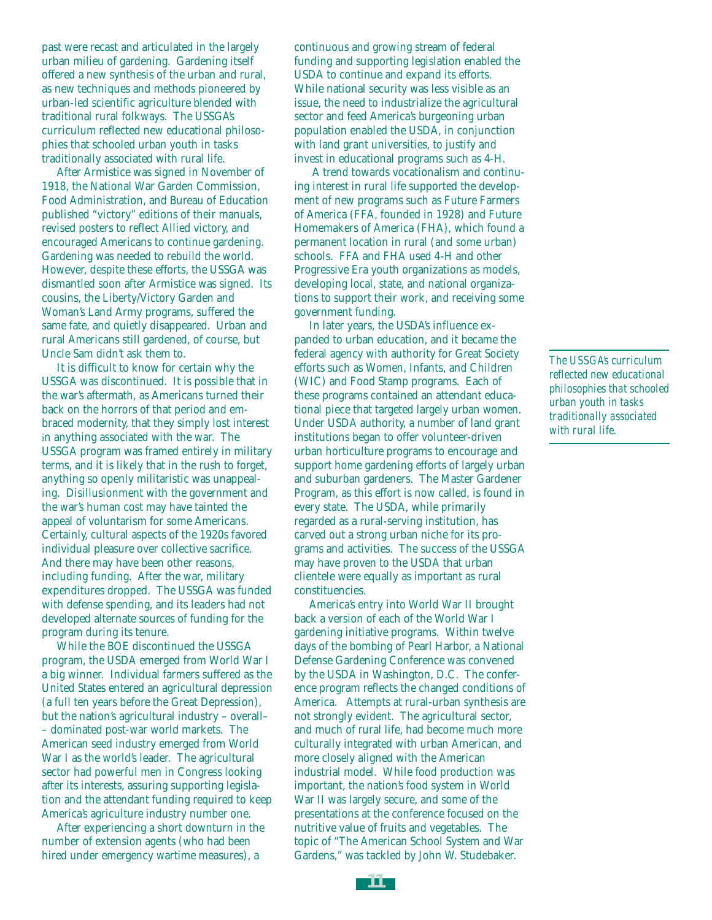past were recast and articulated in the largely urban milieu of gardening. Gardening itself offered a new synthesis of the urban and rural, as new techniques and methods pioneered by urban-led scientific agriculture blended with traditional rural folkways. The USSGA's curriculum reflected new educational philosophies that schooled urban youth in tasks traditionally associated with rural life.

After Armistice was signed in November of 1918, the National War Garden Commission, Food Administration, and Bureau of Education published "victory" editions of their manuals, revised posters to reflect Allied victory, and encouraged Americans to continue gardening. Gardening was needed to rebuild the world. However, despite these efforts, the USSGA was dismantled soon after Armistice was signed. Its cousins, the Liberty/Victory Garden and Woman's Land Army programs, suffered the same fate, and quietly disappeared. Urban and rural Americans still gardened, of course, but Uncle Sam didn't ask them to.

It is difficult to know for certain why the USSGA was discontinued. It is possible that in the war's aftermath, as Americans turned their back on the horrors of that period and embraced modernity, that they simply lost interest in anything associated with the war. The USSGA program was framed entirely in military terms, and it is likely that in the rush to forget, anything so openly militaristic was unappealing. Disillusionment with the government and the war's human cost may have tainted the appeal of voluntarism for some Americans. Certainly, cultural aspects of the 1920s favored individual pleasure over collective sacrifice. And there may have been other reasons, including funding. After the war, military expenditures dropped. The USSGA was funded with defense spending, and its leaders had not developed alternate sources of funding for the program during its tenure.

While the BOE discontinued the USSGA program, the USDA emerged from World War I a big winner. Individual farmers suffered as the United States entered an agricultural depression (a full ten years before the Great Depression), but the nation's agricultural industry – overall– – dominated post-war world markets. The American seed industry emerged from World War I as the world's leader. The agricultural sector had powerful men in Congress looking after its interests, assuring supporting legislation and the attendant funding required to keep America's agriculture industry number one.

After experiencing a short downturn in the number of extension agents (who had been hired under emergency wartime measures), a continuous and growing stream of federal funding and supporting legislation enabled the USDA to continue and expand its efforts. While national security was less visible as an issue, the need to industrialize the agricultural sector and feed America's burgeoning urban population enabled the USDA, in conjunction with land grant universities, to justify and invest in educational programs such as 4-H.

A trend towards vocationalism and continuing interest in rural life supported the development of new programs such as Future Farmers of America (FFA, founded in 1928) and Future Homemakers of America (FHA), which found a permanent location in rural (and some urban) schools. FFA and FHA used 4-H and other Progressive Era youth organizations as models, developing local, state, and national organizations to support their work, and receiving some government funding.

In later years, the USDA's influence expanded to urban education, and it became the federal agency with authority for Great Society efforts such as Women, Infants, and Children (WIC) and Food Stamp programs. Each of these programs contained an attendant educational piece that targeted largely urban women. Under USDA authority, a number of land grant institutions began to offer volunteer-driven urban horticulture programs to encourage and support home gardening efforts of largely urban and suburban gardeners. The Master Gardener Program, as this effort is now called, is found in every state. The USDA, while primarily regarded as a rural-serving institution, has carved out a strong urban niche for its programs and activities. The success of the USSGA may have proven to the USDA that urban clientele were equally as important as rural constituencies.

*The USSGA's curriculum reflected new educational philosophies that schooled urban youth in tasks traditionally associated with rural life.*

America's entry into World War II brought back a version of each of the World War I gardening initiative programs. Within twelve days of the bombing of Pearl Harbor, a National Defense Gardening Conference was convened by the USDA in Washington, D.C. The conference program reflects the changed conditions of America. Attempts at rural-urban synthesis are not strongly evident. The agricultural sector, and much of rural life, had become much more culturally integrated with urban American, and more closely aligned with the American industrial model. While food production was important, the nation's food system in World War II was largely secure, and some of the presentations at the conference focused on the nutritive value of fruits and vegetables. The topic of "The American School System and War Gardens," was tackled by John W. Studebaker.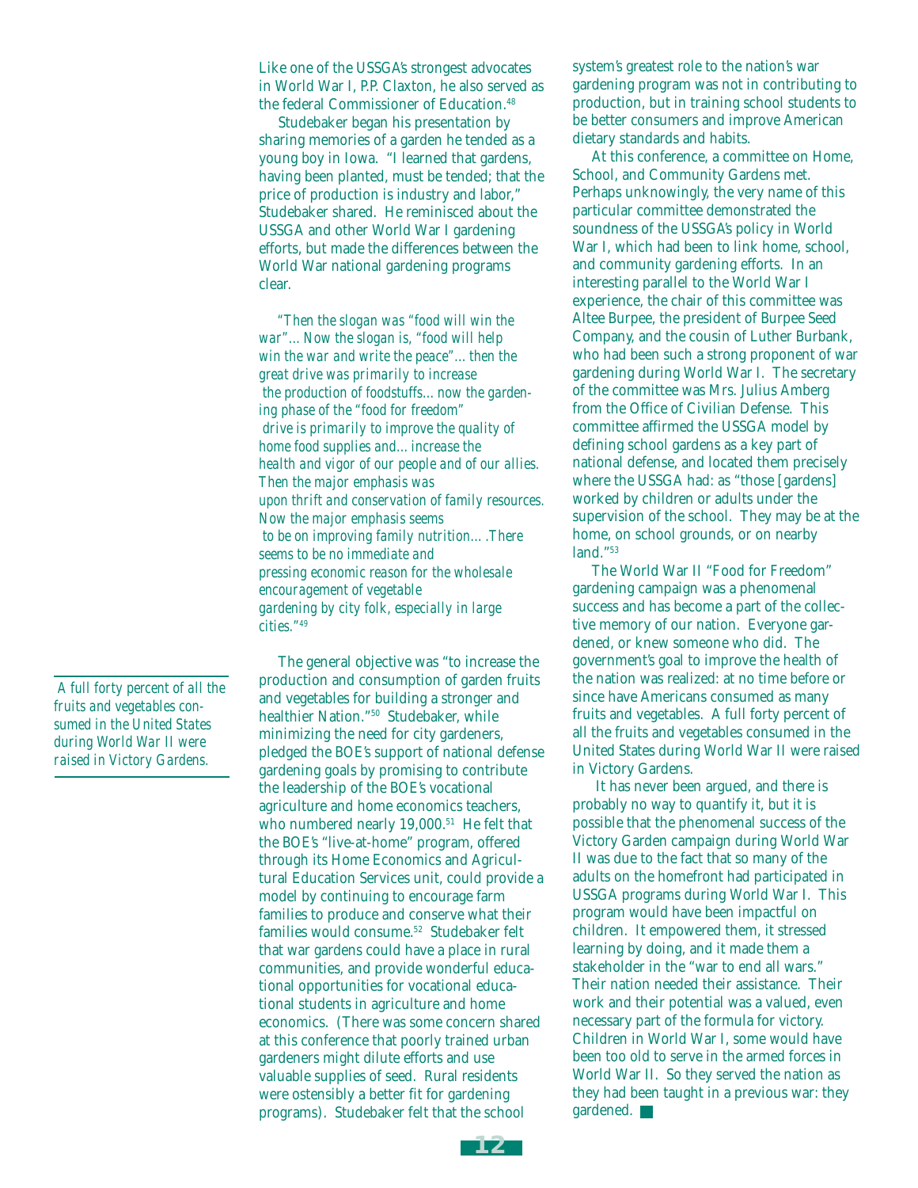Like one of the USSGA's strongest advocates in World War I, P.P. Claxton, he also served as the federal Commissioner of Education.[48]

Studebaker began his presentation by sharing memories of a garden he tended as a young boy in Iowa. "I learned that gardens, having been planted, must be tended; that the price of production is industry and labor," Studebaker shared. He reminisced about the USSGA and other World War I gardening efforts, but made the differences between the World War national gardening programs clear.

> *"Then the slogan was "food will win the war"…Now the slogan is, "food will help win the war and write the peace"…then the great drive was primarily to increase the production of foodstuffs…now the gardening phase of the "food for freedom" drive is primarily to improve the quality of home food supplies and…increase the health and vigor of our people and of our allies. Then the major emphasis was upon thrift and conservation of family resources. Now the major emphasis seems to be on improving family nutrition….There seems to be no immediate and pressing economic reason for the wholesale encouragement of vegetable gardening by city folk, especially in large cities."*[49]

*A full forty percent of all the fruits and vegetables consumed in the United States during World War II were raised in Victory Gardens.*

The general objective was "to increase the production and consumption of garden fruits and vegetables for building a stronger and healthier Nation."[50] Studebaker, while minimizing the need for city gardeners, pledged the BOE's support of national defense gardening goals by promising to contribute the leadership of the BOE's vocational agriculture and home economics teachers, who numbered nearly 19,000.[51] He felt that the BOE's "live-at-home" program, offered through its Home Economics and Agricultural Education Services unit, could provide a model by continuing to encourage farm families to produce and conserve what their families would consume.[52] Studebaker felt that war gardens could have a place in rural communities, and provide wonderful educational opportunities for vocational educational students in agriculture and home economics. (There was some concern shared at this conference that poorly trained urban gardeners might dilute efforts and use valuable supplies of seed. Rural residents were ostensibly a better fit for gardening programs). Studebaker felt that the school system's greatest role to the nation's war gardening program was not in contributing to production, but in training school students to be better consumers and improve American dietary standards and habits.

At this conference, a committee on Home, School, and Community Gardens met. Perhaps unknowingly, the very name of this particular committee demonstrated the soundness of the USSGA's policy in World War I, which had been to link home, school, and community gardening efforts. In an interesting parallel to the World War I experience, the chair of this committee was Altee Burpee, the president of Burpee Seed Company, and the cousin of Luther Burbank, who had been such a strong proponent of war gardening during World War I. The secretary of the committee was Mrs. Julius Amberg from the Office of Civilian Defense. This committee affirmed the USSGA model by defining school gardens as a key part of national defense, and located them precisely where the USSGA had: as "those [gardens] worked by children or adults under the supervision of the school. They may be at the home, on school grounds, or on nearby land."[53]

The World War II "Food for Freedom" gardening campaign was a phenomenal success and has become a part of the collective memory of our nation. Everyone gardened, or knew someone who did. The government's goal to improve the health of the nation was realized: at no time before or since have Americans consumed as many fruits and vegetables. A full forty percent of all the fruits and vegetables consumed in the United States during World War II were raised in Victory Gardens.

It has never been argued, and there is probably no way to quantify it, but it is possible that the phenomenal success of the Victory Garden campaign during World War II was due to the fact that so many of the adults on the homefront had participated in USSGA programs during World War I. This program would have been impactful on children. It empowered them, it stressed learning by doing, and it made them a stakeholder in the "war to end all wars." Their nation needed their assistance. Their work and their potential was a valued, even necessary part of the formula for victory. Children in World War I, some would have been too old to serve in the armed forces in World War II. So they served the nation as they had been taught in a previous war: they gardened.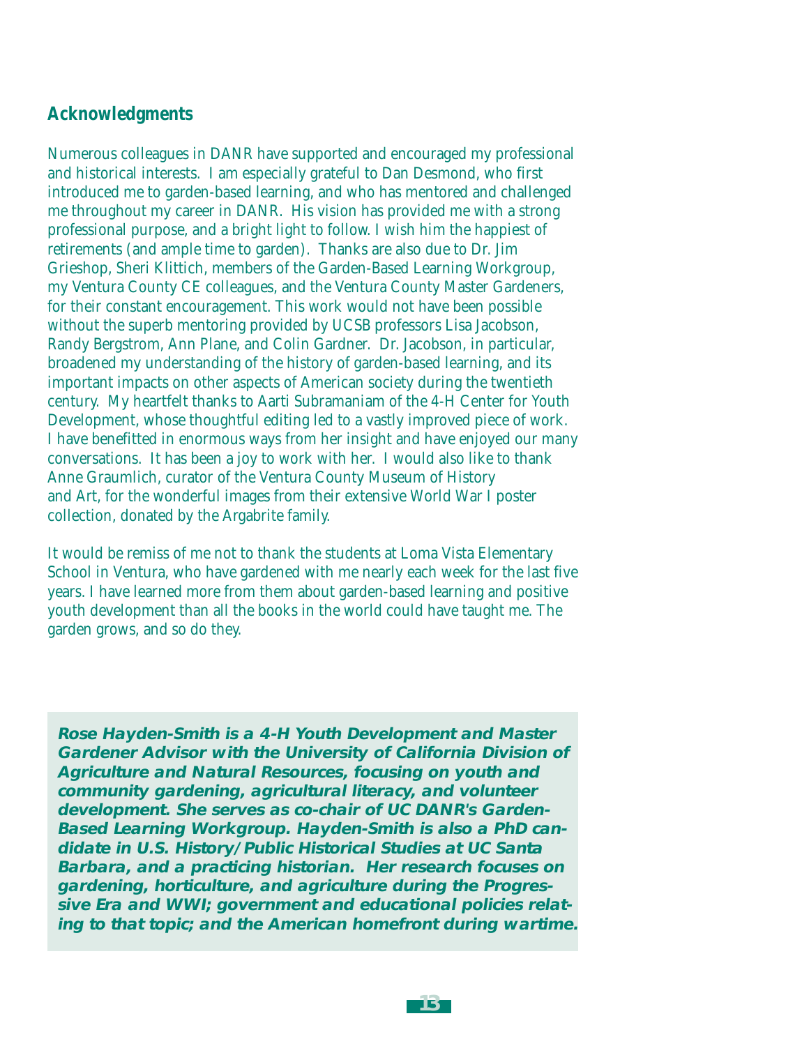## Acknowledgments

Numerous colleagues in DANR have supported and encouraged my professional and historical interests. I am especially grateful to Dan Desmond, who first introduced me to garden-based learning, and who has mentored and challenged me throughout my career in DANR. His vision has provided me with a strong professional purpose, and a bright light to follow. I wish him the happiest of retirements (and ample time to garden). Thanks are also due to Dr. Jim Grieshop, Sheri Klittich, members of the Garden-Based Learning Workgroup, my Ventura County CE colleagues, and the Ventura County Master Gardeners, for their constant encouragement. This work would not have been possible without the superb mentoring provided by UCSB professors Lisa Jacobson, Randy Bergstrom, Ann Plane, and Colin Gardner. Dr. Jacobson, in particular, broadened my understanding of the history of garden-based learning, and its important impacts on other aspects of American society during the twentieth century. My heartfelt thanks to Aarti Subramaniam of the 4-H Center for Youth Development, whose thoughtful editing led to a vastly improved piece of work. I have benefitted in enormous ways from her insight and have enjoyed our many conversations. It has been a joy to work with her. I would also like to thank Anne Graumlich, curator of the Ventura County Museum of History and Art, for the wonderful images from their extensive World War I poster collection, donated by the Argabrite family.

It would be remiss of me not to thank the students at Loma Vista Elementary School in Ventura, who have gardened with me nearly each week for the last five years. I have learned more from them about garden-based learning and positive youth development than all the books in the world could have taught me. The garden grows, and so do they.

***Rose Hayden-Smith is a 4-H Youth Development and Master Gardener Advisor with the University of California Division of Agriculture and Natural Resources, focusing on youth and community gardening, agricultural literacy, and volunteer development. She serves as co-chair of UC DANR's Garden-Based Learning Workgroup. Hayden-Smith is also a PhD candidate in U.S. History/Public Historical Studies at UC Santa Barbara, and a practicing historian. Her research focuses on gardening, horticulture, and agriculture during the Progressive Era and WWI; government and educational policies relating to that topic; and the American homefront during wartime.***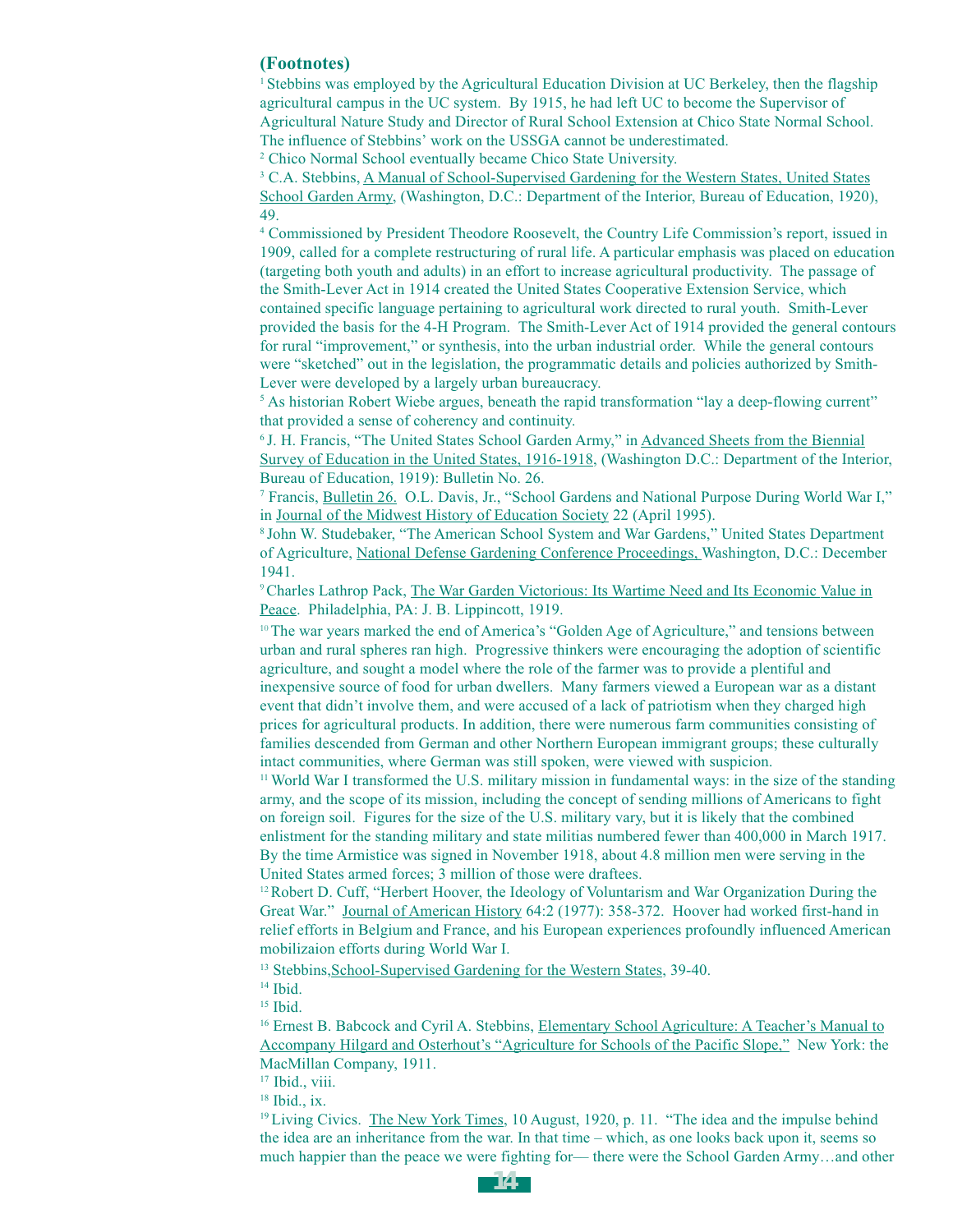## (Footnotes)

[1] Stebbins was employed by the Agricultural Education Division at UC Berkeley, then the flagship agricultural campus in the UC system. By 1915, he had left UC to become the Supervisor of Agricultural Nature Study and Director of Rural School Extension at Chico State Normal School. The influence of Stebbins' work on the USSGA cannot be underestimated.

[2] Chico Normal School eventually became Chico State University.

[3] C.A. Stebbins, A Manual of School-Supervised Gardening for the Western States, United States School Garden Army, (Washington, D.C.: Department of the Interior, Bureau of Education, 1920), 49.

[4] Commissioned by President Theodore Roosevelt, the Country Life Commission's report, issued in 1909, called for a complete restructuring of rural life. A particular emphasis was placed on education (targeting both youth and adults) in an effort to increase agricultural productivity. The passage of the Smith-Lever Act in 1914 created the United States Cooperative Extension Service, which contained specific language pertaining to agricultural work directed to rural youth. Smith-Lever provided the basis for the 4-H Program. The Smith-Lever Act of 1914 provided the general contours for rural "improvement," or synthesis, into the urban industrial order. While the general contours were "sketched" out in the legislation, the programmatic details and policies authorized by Smith-Lever were developed by a largely urban bureaucracy.

[5] As historian Robert Wiebe argues, beneath the rapid transformation "lay a deep-flowing current" that provided a sense of coherency and continuity.

[6] J. H. Francis, "The United States School Garden Army," in Advanced Sheets from the Biennial Survey of Education in the United States, 1916-1918, (Washington D.C.: Department of the Interior, Bureau of Education, 1919): Bulletin No. 26.

[7] Francis, Bulletin 26. O.L. Davis, Jr., "School Gardens and National Purpose During World War I," in Journal of the Midwest History of Education Society 22 (April 1995).

[8] John W. Studebaker, "The American School System and War Gardens," United States Department of Agriculture, National Defense Gardening Conference Proceedings, Washington, D.C.: December 1941.

[9] Charles Lathrop Pack, The War Garden Victorious: Its Wartime Need and Its Economic Value in Peace. Philadelphia, PA: J. B. Lippincott, 1919.

[10] The war years marked the end of America's "Golden Age of Agriculture," and tensions between urban and rural spheres ran high. Progressive thinkers were encouraging the adoption of scientific agriculture, and sought a model where the role of the farmer was to provide a plentiful and inexpensive source of food for urban dwellers. Many farmers viewed a European war as a distant event that didn't involve them, and were accused of a lack of patriotism when they charged high prices for agricultural products. In addition, there were numerous farm communities consisting of families descended from German and other Northern European immigrant groups; these culturally intact communities, where German was still spoken, were viewed with suspicion.

[11] World War I transformed the U.S. military mission in fundamental ways: in the size of the standing army, and the scope of its mission, including the concept of sending millions of Americans to fight on foreign soil. Figures for the size of the U.S. military vary, but it is likely that the combined enlistment for the standing military and state militias numbered fewer than 400,000 in March 1917. By the time Armistice was signed in November 1918, about 4.8 million men were serving in the United States armed forces; 3 million of those were draftees.

[12] Robert D. Cuff, "Herbert Hoover, the Ideology of Voluntarism and War Organization During the Great War." Journal of American History 64:2 (1977): 358-372. Hoover had worked first-hand in relief efforts in Belgium and France, and his European experiences profoundly influenced American mobilizaion efforts during World War I.

[13] Stebbins, School-Supervised Gardening for the Western States, 39-40.

[14] Ibid.

[15] Ibid.

[16] Ernest B. Babcock and Cyril A. Stebbins, Elementary School Agriculture: A Teacher's Manual to Accompany Hilgard and Osterhout's "Agriculture for Schools of the Pacific Slope," New York: the MacMillan Company, 1911.

[17] Ibid., viii.

[18] Ibid., ix.

[19] Living Civics. The New York Times, 10 August, 1920, p. 11. "The idea and the impulse behind the idea are an inheritance from the war. In that time – which, as one looks back upon it, seems so much happier than the peace we were fighting for— there were the School Garden Army…and other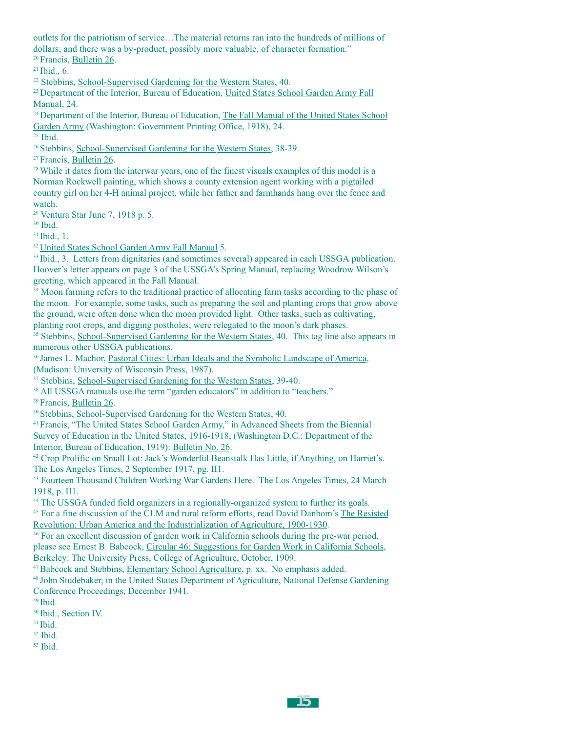outlets for the patriotism of service…The material returns ran into the hundreds of millions of dollars; and there was a by-product, possibly more valuable, of character formation."

[20] Francis, Bulletin 26.

[21] Ibid., 6.

[22] Stebbins, School-Supervised Gardening for the Western States, 40.

[23] Department of the Interior, Bureau of Education, United States School Garden Army Fall Manual, 24.

[24] Department of the Interior, Bureau of Education, The Fall Manual of the United States School Garden Army (Washington: Government Printing Office, 1918), 24.

[25] Ibid.

[26] Stebbins, School-Supervised Gardening for the Western States, 38-39.

[27] Francis, Bulletin 26.

[28] While it dates from the interwar years, one of the finest visuals examples of this model is a Norman Rockwell painting, which shows a county extension agent working with a pigtailed country girl on her 4-H animal project, while her father and farmhands hang over the fence and watch.

[29] Ventura Star June 7, 1918 p. 5.

[30] Ibid.

[31] Ibid., 1.

[32] United States School Garden Army Fall Manual 5.

[33] Ibid., 3. Letters from dignitaries (and sometimes several) appeared in each USSGA publication. Hoover's letter appears on page 3 of the USSGA's Spring Manual, replacing Woodrow Wilson's greeting, which appeared in the Fall Manual.

[34] Moon farming refers to the traditional practice of allocating farm tasks according to the phase of the moon. For example, some tasks, such as preparing the soil and planting crops that grow above the ground, were often done when the moon provided light. Other tasks, such as cultivating, planting root crops, and digging postholes, were relegated to the moon's dark phases.

[35] Stebbins, School-Supervised Gardening for the Western States, 40. This tag line also appears in numerous other USSGA publications.

[36] James L. Machor, Pastoral Cities: Urban Ideals and the Symbolic Landscape of America, (Madison: University of Wisconsin Press, 1987).

[37] Stebbins, School-Supervised Gardening for the Western States, 39-40.

[38] All USSGA manuals use the term "garden educators" in addition to "teachers."

[39] Francis, Bulletin 26.

[40] Stebbins, School-Supervised Gardening for the Western States, 40.

[41] Francis, "The United States School Garden Army," in Advanced Sheets from the Biennial Survey of Education in the United States, 1916-1918, (Washington D.C.: Department of the Interior, Bureau of Education, 1919): Bulletin No. 26.

[42] Crop Prolific on Small Lot: Jack's Wonderful Beanstalk Has Little, if Anything, on Harriet's. The Los Angeles Times, 2 September 1917, pg. II1.

[43] Fourteen Thousand Children Working War Gardens Here. The Los Angeles Times, 24 March 1918, p. II1.

[44] The USSGA funded field organizers in a regionally-organized system to further its goals.

[45] For a fine discussion of the CLM and rural reform efforts, read David Danbom's The Resisted Revolution: Urban America and the Industrialization of Agriculture, 1900-1930.

[46] For an excellent discussion of garden work in California schools during the pre-war period, please see Ernest B. Babcock, Circular 46: Suggestions for Garden Work in California Schools, Berkeley: The University Press, College of Agriculture, October, 1909.

[47] Babcock and Stebbins, Elementary School Agriculture, p. xx. No emphasis added.

[48] John Studebaker, in the United States Department of Agriculture, National Defense Gardening Conference Proceedings, December 1941.

[49] Ibid.

[50] Ibid., Section IV.

[51] Ibid.

[52] Ibid.

[53] Ibid.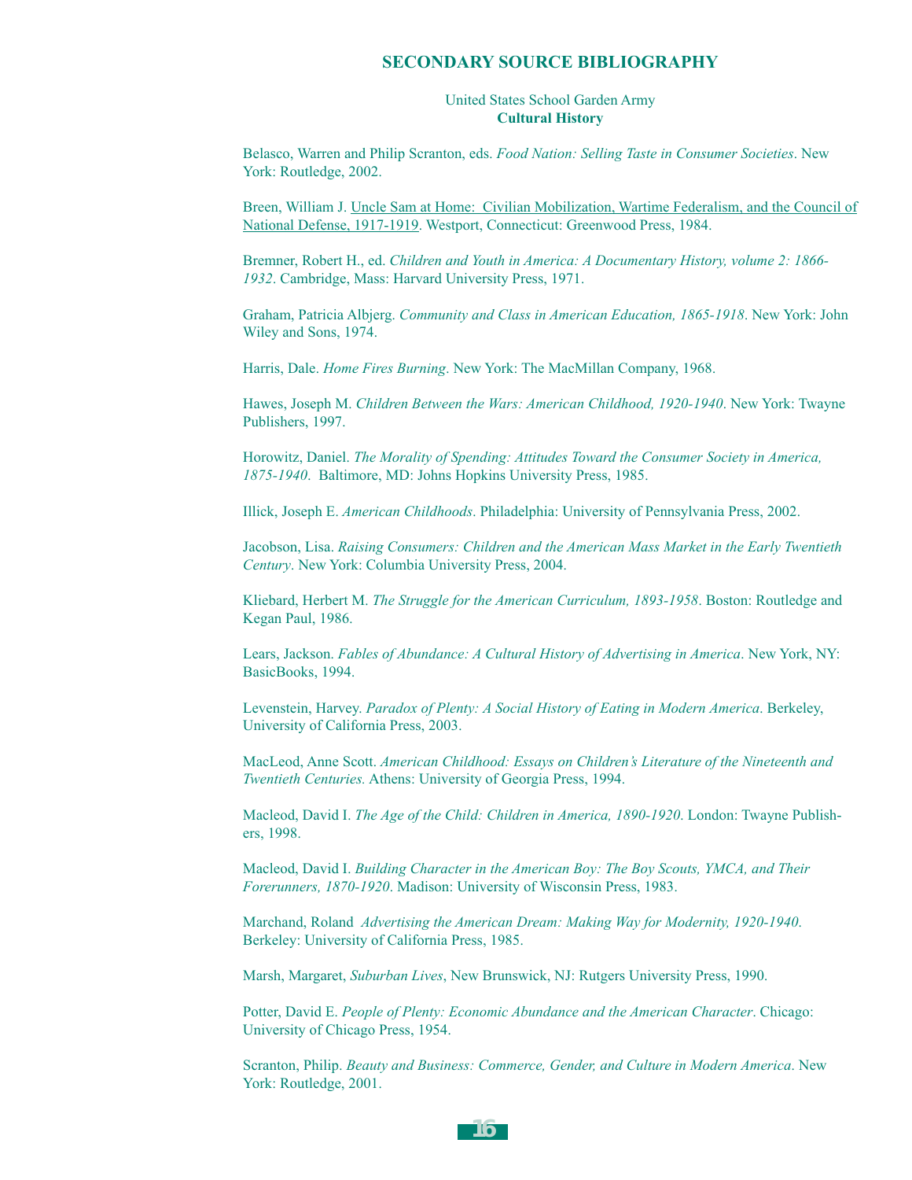# SECONDARY SOURCE BIBLIOGRAPHY

United States School Garden Army
**Cultural History**

Belasco, Warren and Philip Scranton, eds. *Food Nation: Selling Taste in Consumer Societies*. New York: Routledge, 2002.

Breen, William J. Uncle Sam at Home: Civilian Mobilization, Wartime Federalism, and the Council of National Defense, 1917-1919. Westport, Connecticut: Greenwood Press, 1984.

Bremner, Robert H., ed. *Children and Youth in America: A Documentary History, volume 2: 1866-1932*. Cambridge, Mass: Harvard University Press, 1971.

Graham, Patricia Albjerg. *Community and Class in American Education, 1865-1918*. New York: John Wiley and Sons, 1974.

Harris, Dale. *Home Fires Burning*. New York: The MacMillan Company, 1968.

Hawes, Joseph M. *Children Between the Wars: American Childhood, 1920-1940*. New York: Twayne Publishers, 1997.

Horowitz, Daniel. *The Morality of Spending: Attitudes Toward the Consumer Society in America, 1875-1940*. Baltimore, MD: Johns Hopkins University Press, 1985.

Illick, Joseph E. *American Childhoods*. Philadelphia: University of Pennsylvania Press, 2002.

Jacobson, Lisa. *Raising Consumers: Children and the American Mass Market in the Early Twentieth Century*. New York: Columbia University Press, 2004.

Kliebard, Herbert M. *The Struggle for the American Curriculum, 1893-1958*. Boston: Routledge and Kegan Paul, 1986.

Lears, Jackson. *Fables of Abundance: A Cultural History of Advertising in America*. New York, NY: BasicBooks, 1994.

Levenstein, Harvey. *Paradox of Plenty: A Social History of Eating in Modern America*. Berkeley, University of California Press, 2003.

MacLeod, Anne Scott. *American Childhood: Essays on Children's Literature of the Nineteenth and Twentieth Centuries.* Athens: University of Georgia Press, 1994.

Macleod, David I. *The Age of the Child: Children in America, 1890-1920*. London: Twayne Publishers, 1998.

Macleod, David I. *Building Character in the American Boy: The Boy Scouts, YMCA, and Their Forerunners, 1870-1920*. Madison: University of Wisconsin Press, 1983.

Marchand, Roland *Advertising the American Dream: Making Way for Modernity, 1920-1940.* Berkeley: University of California Press, 1985.

Marsh, Margaret, *Suburban Lives*, New Brunswick, NJ: Rutgers University Press, 1990.

Potter, David E. *People of Plenty: Economic Abundance and the American Character*. Chicago: University of Chicago Press, 1954.

Scranton, Philip. *Beauty and Business: Commerce, Gender, and Culture in Modern America*. New York: Routledge, 2001.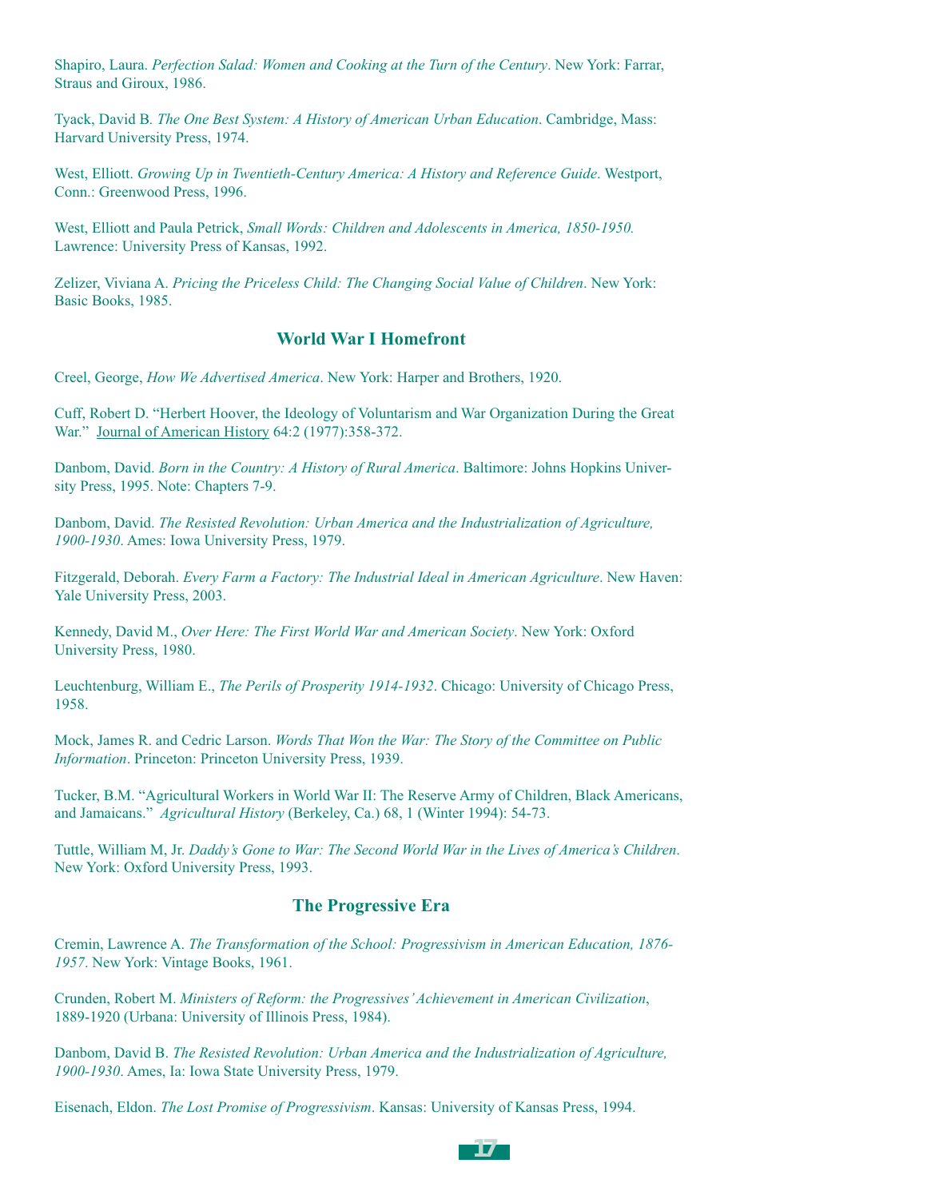Shapiro, Laura. *Perfection Salad: Women and Cooking at the Turn of the Century*. New York: Farrar, Straus and Giroux, 1986.

Tyack, David B. *The One Best System: A History of American Urban Education*. Cambridge, Mass: Harvard University Press, 1974.

West, Elliott. *Growing Up in Twentieth-Century America: A History and Reference Guide*. Westport, Conn.: Greenwood Press, 1996.

West, Elliott and Paula Petrick, *Small Words: Children and Adolescents in America, 1850-1950.* Lawrence: University Press of Kansas, 1992.

Zelizer, Viviana A. *Pricing the Priceless Child: The Changing Social Value of Children*. New York: Basic Books, 1985.

## World War I Homefront

Creel, George, *How We Advertised America*. New York: Harper and Brothers, 1920.

Cuff, Robert D. "Herbert Hoover, the Ideology of Voluntarism and War Organization During the Great War." Journal of American History 64:2 (1977):358-372.

Danbom, David. *Born in the Country: A History of Rural America*. Baltimore: Johns Hopkins University Press, 1995. Note: Chapters 7-9.

Danbom, David. *The Resisted Revolution: Urban America and the Industrialization of Agriculture, 1900-1930*. Ames: Iowa University Press, 1979.

Fitzgerald, Deborah. *Every Farm a Factory: The Industrial Ideal in American Agriculture*. New Haven: Yale University Press, 2003.

Kennedy, David M., *Over Here: The First World War and American Society*. New York: Oxford University Press, 1980.

Leuchtenburg, William E., *The Perils of Prosperity 1914-1932*. Chicago: University of Chicago Press, 1958.

Mock, James R. and Cedric Larson. *Words That Won the War: The Story of the Committee on Public Information*. Princeton: Princeton University Press, 1939.

Tucker, B.M. "Agricultural Workers in World War II: The Reserve Army of Children, Black Americans, and Jamaicans." *Agricultural History* (Berkeley, Ca.) 68, 1 (Winter 1994): 54-73.

Tuttle, William M, Jr. *Daddy's Gone to War: The Second World War in the Lives of America's Children*. New York: Oxford University Press, 1993.

## The Progressive Era

Cremin, Lawrence A. *The Transformation of the School: Progressivism in American Education, 1876-1957*. New York: Vintage Books, 1961.

Crunden, Robert M. *Ministers of Reform: the Progressives' Achievement in American Civilization*, 1889-1920 (Urbana: University of Illinois Press, 1984).

Danbom, David B. *The Resisted Revolution: Urban America and the Industrialization of Agriculture, 1900-1930*. Ames, Ia: Iowa State University Press, 1979.

Eisenach, Eldon. *The Lost Promise of Progressivism*. Kansas: University of Kansas Press, 1994.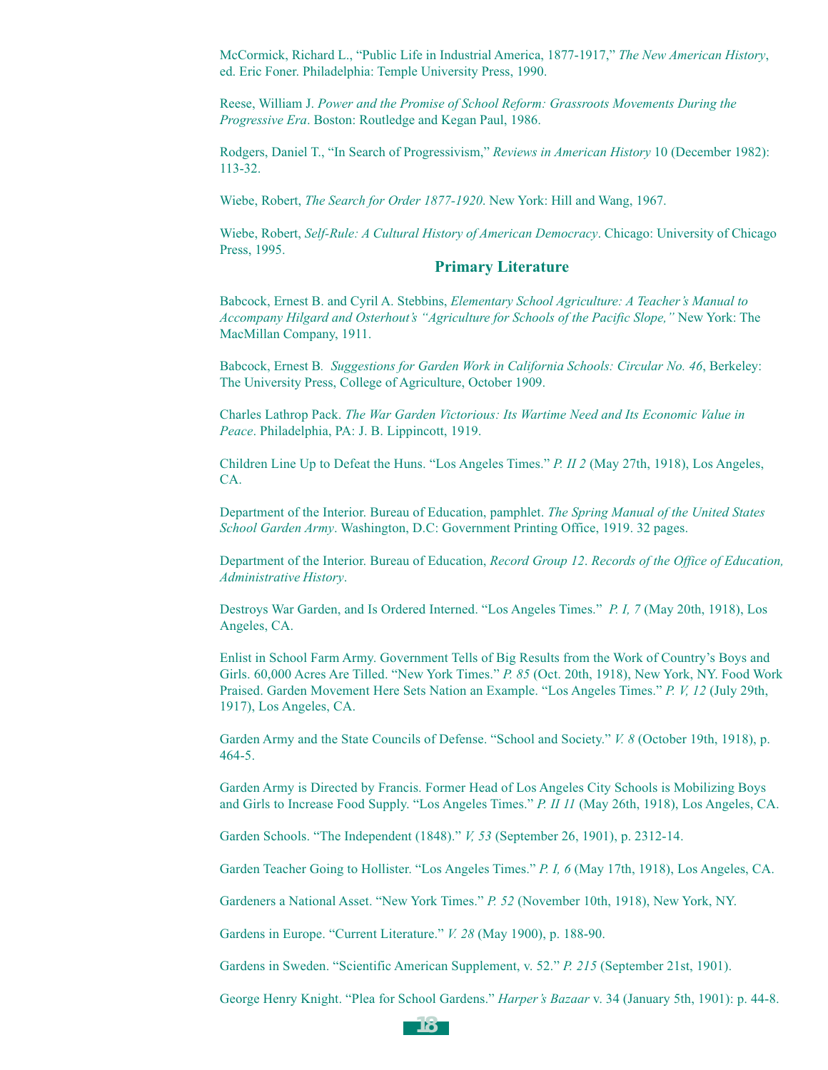McCormick, Richard L., "Public Life in Industrial America, 1877-1917," *The New American History*, ed. Eric Foner. Philadelphia: Temple University Press, 1990.

Reese, William J. *Power and the Promise of School Reform: Grassroots Movements During the Progressive Era*. Boston: Routledge and Kegan Paul, 1986.

Rodgers, Daniel T., "In Search of Progressivism," *Reviews in American History* 10 (December 1982): 113-32.

Wiebe, Robert, *The Search for Order 1877-1920*. New York: Hill and Wang, 1967.

Wiebe, Robert, *Self-Rule: A Cultural History of American Democracy*. Chicago: University of Chicago Press, 1995.

## Primary Literature

Babcock, Ernest B. and Cyril A. Stebbins, *Elementary School Agriculture: A Teacher's Manual to Accompany Hilgard and Osterhout's "Agriculture for Schools of the Pacific Slope,"* New York: The MacMillan Company, 1911.

Babcock, Ernest B. *Suggestions for Garden Work in California Schools: Circular No. 46*, Berkeley: The University Press, College of Agriculture, October 1909.

Charles Lathrop Pack. *The War Garden Victorious: Its Wartime Need and Its Economic Value in Peace*. Philadelphia, PA: J. B. Lippincott, 1919.

Children Line Up to Defeat the Huns. "Los Angeles Times." *P. II 2* (May 27th, 1918), Los Angeles, CA.

Department of the Interior. Bureau of Education, pamphlet. *The Spring Manual of the United States School Garden Army*. Washington, D.C: Government Printing Office, 1919. 32 pages.

Department of the Interior. Bureau of Education, *Record Group 12. Records of the Office of Education, Administrative History*.

Destroys War Garden, and Is Ordered Interned. "Los Angeles Times." *P. I, 7* (May 20th, 1918), Los Angeles, CA.

Enlist in School Farm Army. Government Tells of Big Results from the Work of Country's Boys and Girls. 60,000 Acres Are Tilled. "New York Times." *P. 85* (Oct. 20th, 1918), New York, NY. Food Work Praised. Garden Movement Here Sets Nation an Example. "Los Angeles Times." *P. V, 12* (July 29th, 1917), Los Angeles, CA.

Garden Army and the State Councils of Defense. "School and Society." *V. 8* (October 19th, 1918), p. 464-5.

Garden Army is Directed by Francis. Former Head of Los Angeles City Schools is Mobilizing Boys and Girls to Increase Food Supply. "Los Angeles Times." *P. II 11* (May 26th, 1918), Los Angeles, CA.

Garden Schools. "The Independent (1848)." *V, 53* (September 26, 1901), p. 2312-14.

Garden Teacher Going to Hollister. "Los Angeles Times." *P. I, 6* (May 17th, 1918), Los Angeles, CA.

Gardeners a National Asset. "New York Times." *P. 52* (November 10th, 1918), New York, NY.

Gardens in Europe. "Current Literature." *V. 28* (May 1900), p. 188-90.

Gardens in Sweden. "Scientific American Supplement, v. 52." *P. 215* (September 21st, 1901).

George Henry Knight. "Plea for School Gardens." *Harper's Bazaar* v. 34 (January 5th, 1901): p. 44-8.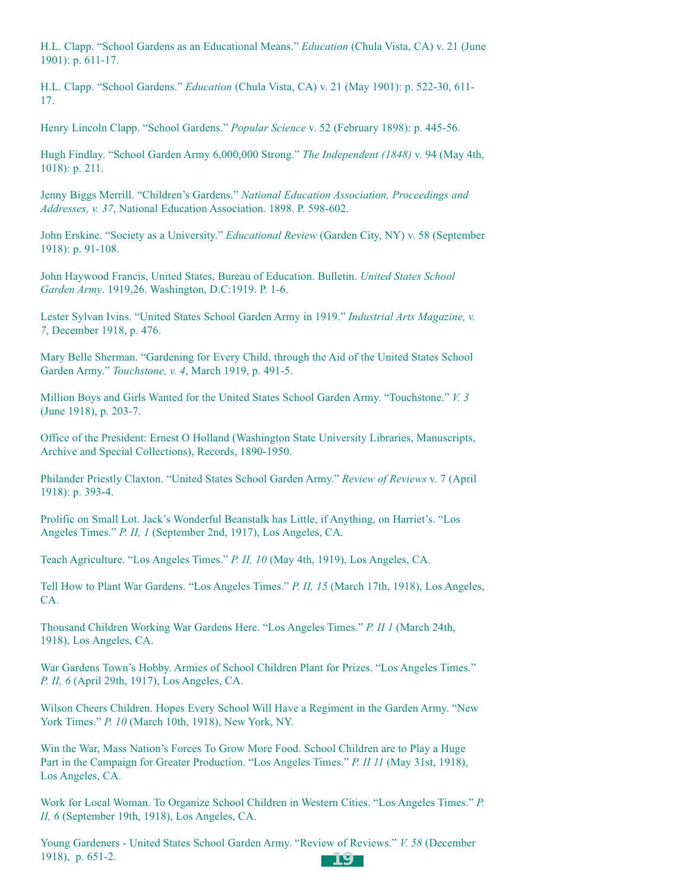H.L. Clapp. “School Gardens as an Educational Means.” *Education* (Chula Vista, CA) v. 21 (June 1901): p. 611-17.

H.L. Clapp. “School Gardens.” *Education* (Chula Vista, CA) v. 21 (May 1901): p. 522-30, 611-17.

Henry Lincoln Clapp. “School Gardens.” *Popular Science* v. 52 (February 1898): p. 445-56.

Hugh Findlay. “School Garden Army 6,000,000 Strong.” *The Independent (1848)* v. 94 (May 4th, 1018): p. 211.

Jenny Biggs Merrill. “Children’s Gardens.” *National Education Association, Proceedings and Addresses, v. 37*, National Education Association. 1898. P. 598-602.

John Erskine. “Society as a University.” *Educational Review* (Garden City, NY) v. 58 (September 1918): p. 91-108.

John Haywood Francis, United States, Bureau of Education. Bulletin. *United States School Garden Army*. 1919,26. Washington, D.C:1919. P. 1-6.

Lester Sylvan Ivins. “United States School Garden Army in 1919.” *Industrial Arts Magazine, v. 7*, December 1918, p. 476.

Mary Belle Sherman. “Gardening for Every Child, through the Aid of the United States School Garden Army.” *Touchstone, v. 4*, March 1919, p. 491-5.

Million Boys and Girls Wanted for the United States School Garden Army. “Touchstone.” *V. 3* (June 1918), p. 203-7.

Office of the President: Ernest O Holland (Washington State University Libraries, Manuscripts, Archive and Special Collections), Records, 1890-1950.

Philander Priestly Claxton. “United States School Garden Army.” *Review of Reviews* v. 7 (April 1918): p. 393-4.

Prolific on Small Lot. Jack’s Wonderful Beanstalk has Little, if Anything, on Harriet’s. “Los Angeles Times.” *P. II, 1* (September 2nd, 1917), Los Angeles, CA.

Teach Agriculture. “Los Angeles Times.” *P. II, 10* (May 4th, 1919), Los Angeles, CA.

Tell How to Plant War Gardens. “Los Angeles Times.” *P. II, 15* (March 17th, 1918), Los Angeles, CA.

Thousand Children Working War Gardens Here. “Los Angeles Times.” *P. II 1* (March 24th, 1918), Los Angeles, CA.

War Gardens Town’s Hobby. Armies of School Children Plant for Prizes. “Los Angeles Times.” *P. II, 6* (April 29th, 1917), Los Angeles, CA.

Wilson Cheers Children. Hopes Every School Will Have a Regiment in the Garden Army. “New York Times.” *P. 10* (March 10th, 1918), New York, NY.

Win the War, Mass Nation’s Forces To Grow More Food. School Children are to Play a Huge Part in the Campaign for Greater Production. “Los Angeles Times.” *P. II 11* (May 31st, 1918), Los Angeles, CA.

Work for Local Woman. To Organize School Children in Western Cities. “Los Angeles Times.” *P. II, 6* (September 19th, 1918), Los Angeles, CA.

Young Gardeners - United States School Garden Army. “Review of Reviews.” *V. 58* (December 1918), p. 651-2.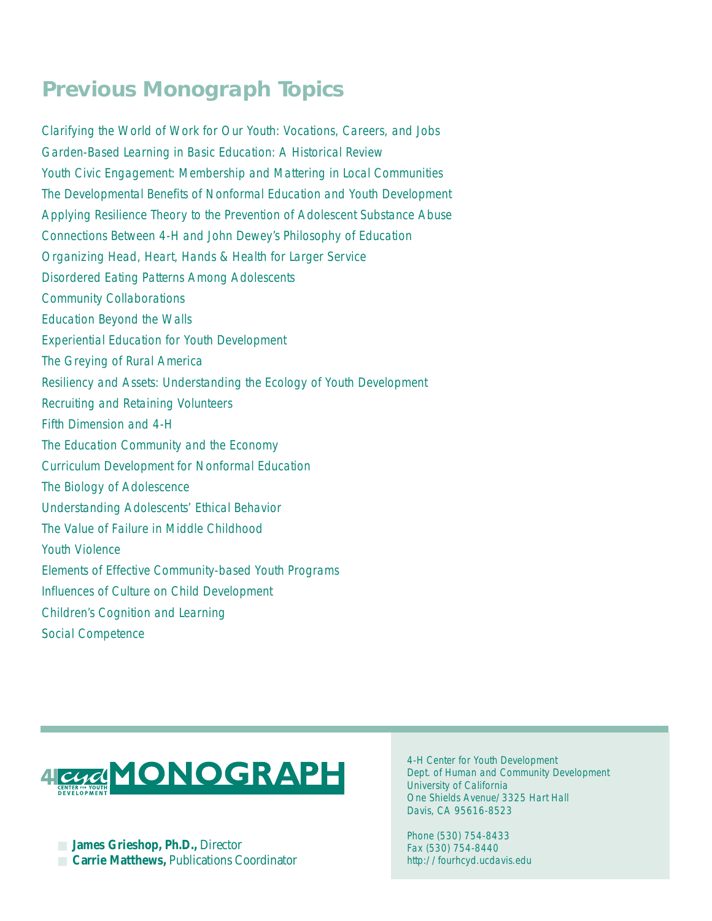## Previous Monograph Topics

Clarifying the World of Work for Our Youth: Vocations, Careers, and Jobs
Garden-Based Learning in Basic Education: A Historical Review
Youth Civic Engagement: Membership and Mattering in Local Communities
The Developmental Benefits of Nonformal Education and Youth Development
Applying Resilience Theory to the Prevention of Adolescent Substance Abuse
Connections Between 4-H and John Dewey's Philosophy of Education
Organizing Head, Heart, Hands & Health for Larger Service
Disordered Eating Patterns Among Adolescents
Community Collaborations
Education Beyond the Walls
Experiential Education for Youth Development
The Greying of Rural America
Resiliency and Assets: Understanding the Ecology of Youth Development
Recruiting and Retaining Volunteers
Fifth Dimension and 4-H
The Education Community and the Economy
Curriculum Development for Nonformal Education
The Biology of Adolescence
Understanding Adolescents' Ethical Behavior
The Value of Failure in Middle Childhood
Youth Violence
Elements of Effective Community-based Youth Programs
Influences of Culture on Child Development
Children's Cognition and Learning
Social Competence

4-H CYD CENTER FOR YOUTH DEVELOPMENT **MONOGRAPH**

- **James Grieshop, Ph.D.,** Director
- **Carrie Matthews,** Publications Coordinator

4-H Center for Youth Development
Dept. of Human and Community Development
University of California
One Shields Avenue/3325 Hart Hall
Davis, CA 95616-8523

Phone (530) 754-8433
Fax (530) 754-8440
http://fourhcyd.ucdavis.edu